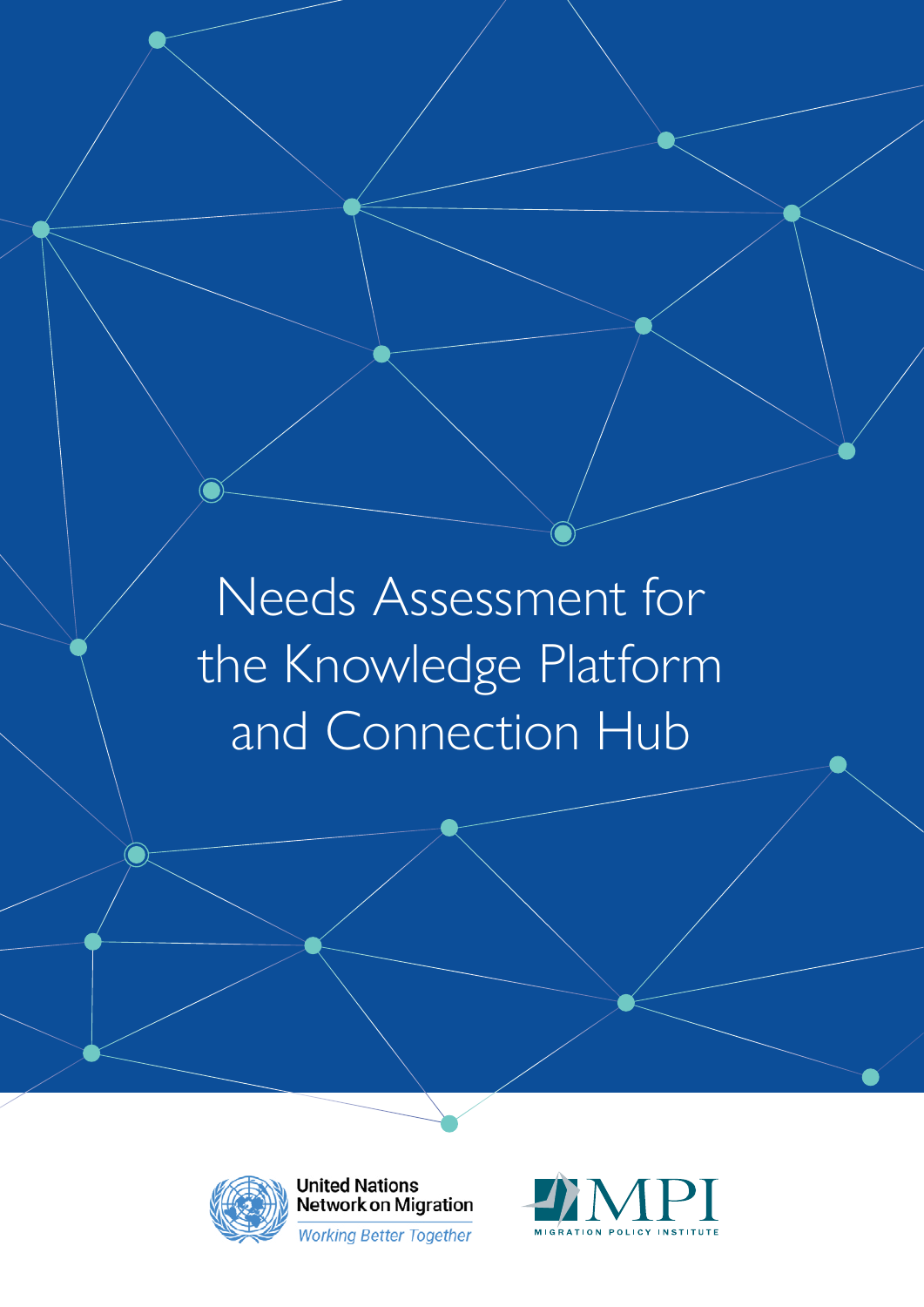# Needs Assessment for the Knowledge Platform and Connection Hub

United Nations Network on Migration

*Working Better Together*

MPI

MIGRATION POLICY INSTITUTE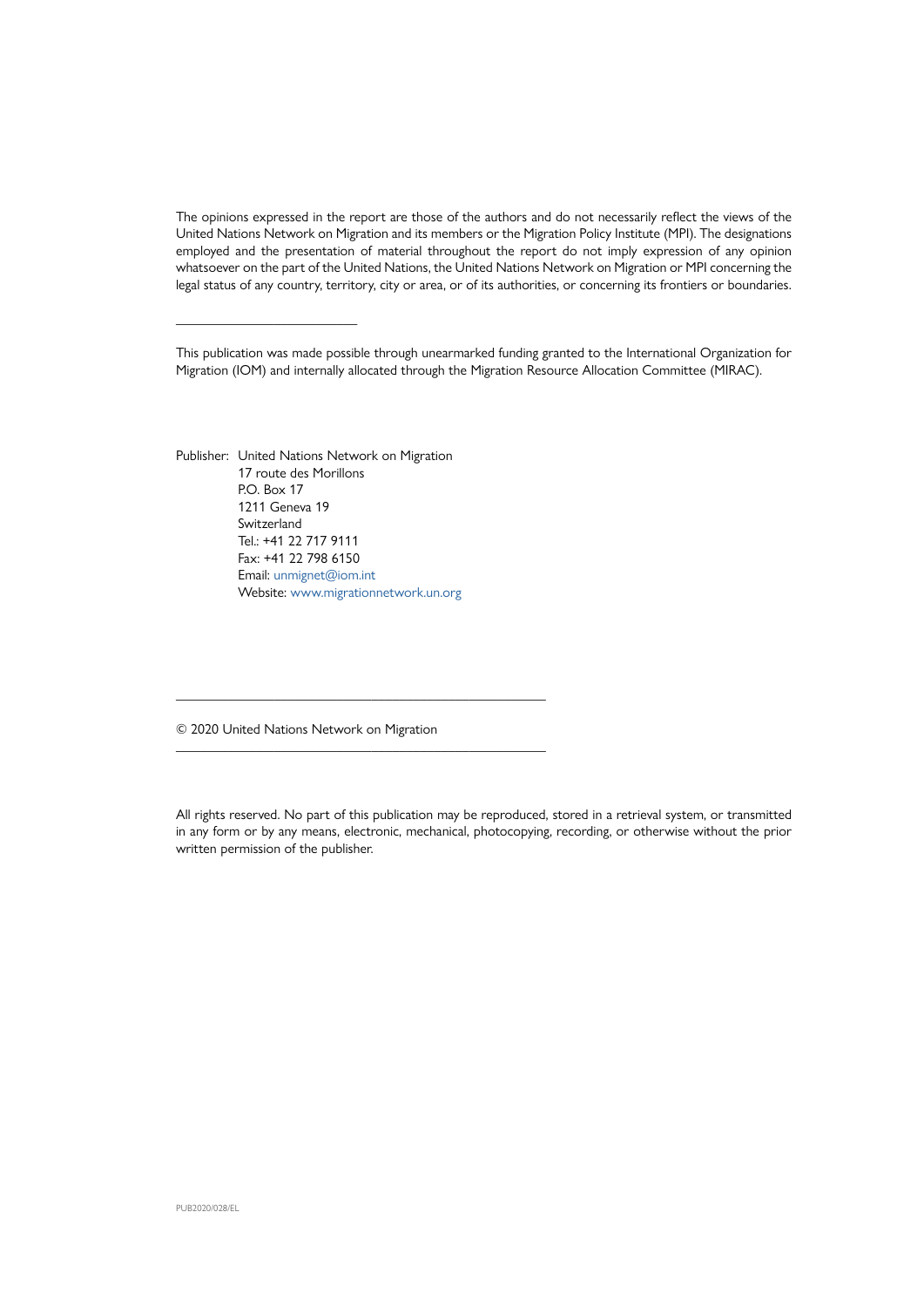The opinions expressed in the report are those of the authors and do not necessarily reflect the views of the United Nations Network on Migration and its members or the Migration Policy Institute (MPI). The designations employed and the presentation of material throughout the report do not imply expression of any opinion whatsoever on the part of the United Nations, the United Nations Network on Migration or MPI concerning the legal status of any country, territory, city or area, or of its authorities, or concerning its frontiers or boundaries.

---

This publication was made possible through unearmarked funding granted to the International Organization for Migration (IOM) and internally allocated through the Migration Resource Allocation Committee (MIRAC).

Publisher: United Nations Network on Migration
17 route des Morillons
P.O. Box 17
1211 Geneva 19
Switzerland
Tel.: +41 22 717 9111
Fax: +41 22 798 6150
Email: unmignet@iom.int
Website: www.migrationnetwork.un.org

---

© 2020 United Nations Network on Migration

---

All rights reserved. No part of this publication may be reproduced, stored in a retrieval system, or transmitted in any form or by any means, electronic, mechanical, photocopying, recording, or otherwise without the prior written permission of the publisher.

PUB2020/028/EL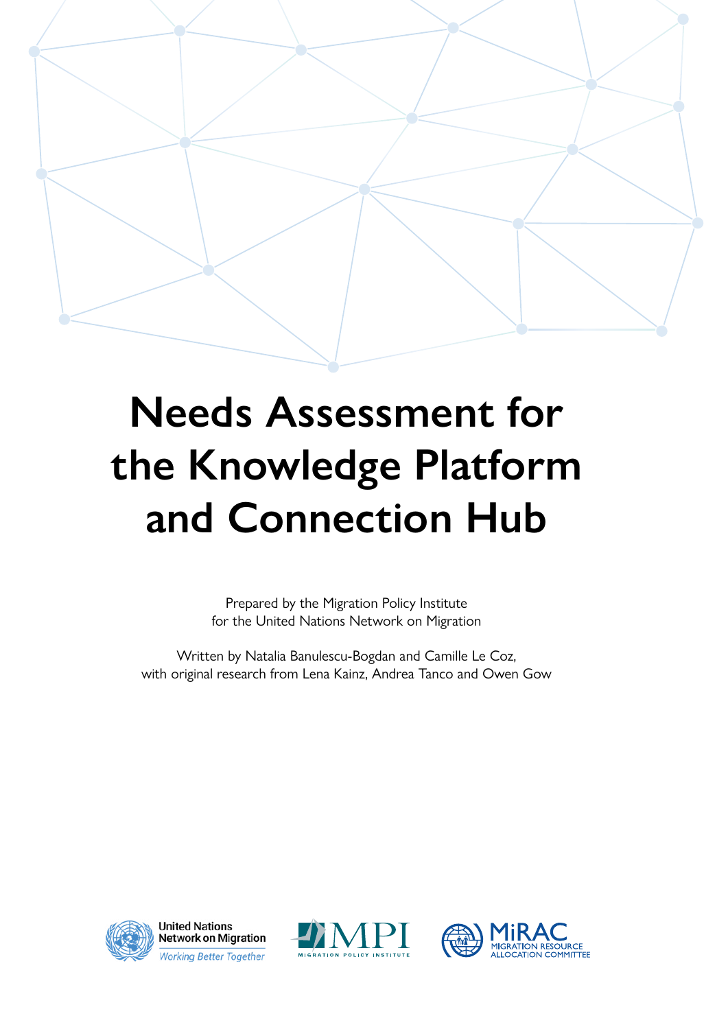# Needs Assessment for the Knowledge Platform and Connection Hub

Prepared by the Migration Policy Institute
for the United Nations Network on Migration

Written by Natalia Banulescu-Bogdan and Camille Le Coz,
with original research from Lena Kainz, Andrea Tanco and Owen Gow

United Nations Network on Migration
*Working Better Together*

MPI
MIGRATION POLICY INSTITUTE

MiRAC
MIGRATION RESOURCE ALLOCATION COMMITTEE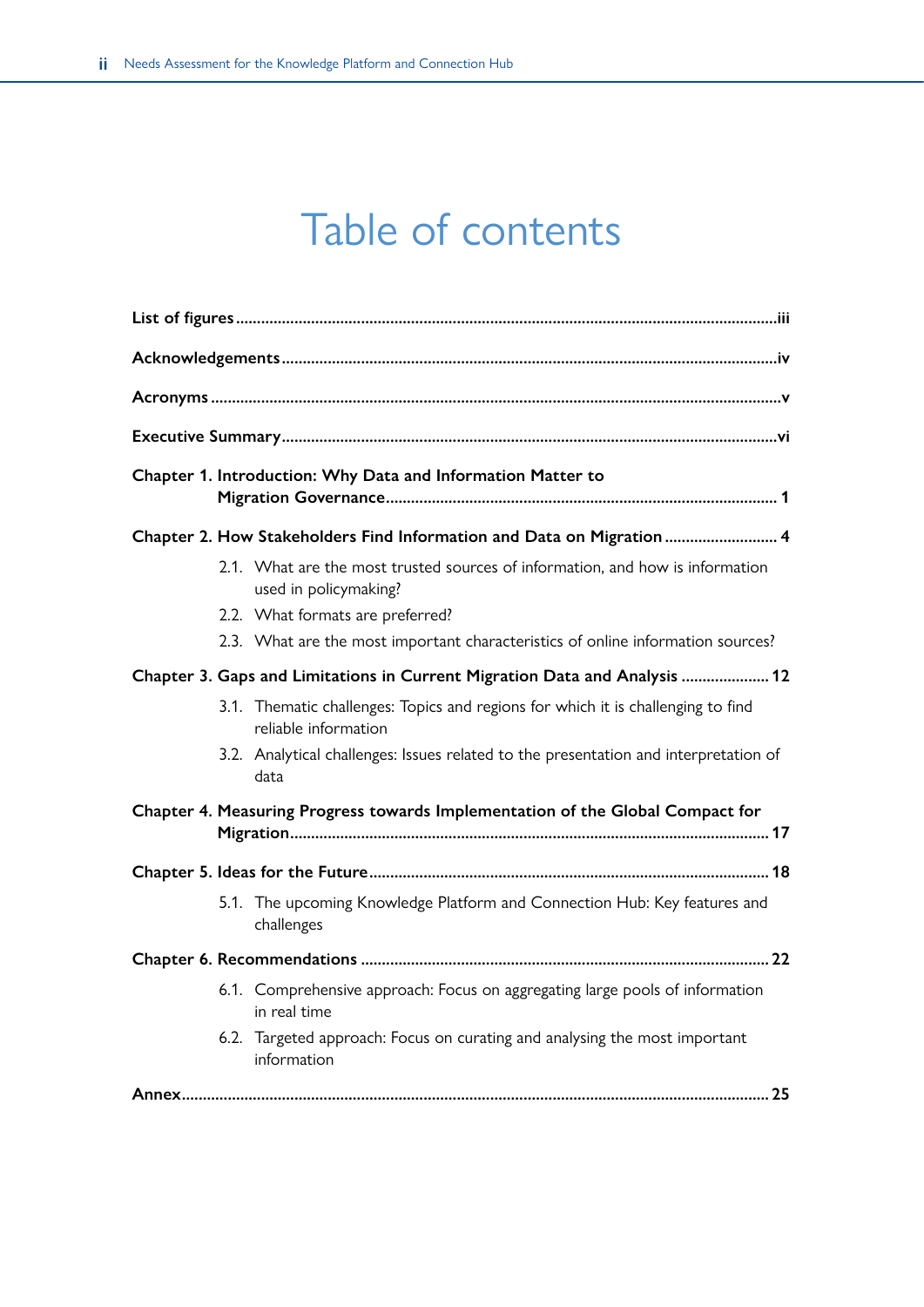# Table of contents

**List of figures** ... iii

**Acknowledgements** ... iv

**Acronyms** ... v

**Executive Summary** ... vi

**Chapter 1. Introduction: Why Data and Information Matter to Migration Governance** ... 1

**Chapter 2. How Stakeholders Find Information and Data on Migration** ... 4

- 2.1. What are the most trusted sources of information, and how is information used in policymaking?
- 2.2. What formats are preferred?
- 2.3. What are the most important characteristics of online information sources?

**Chapter 3. Gaps and Limitations in Current Migration Data and Analysis** ... 12

- 3.1. Thematic challenges: Topics and regions for which it is challenging to find reliable information
- 3.2. Analytical challenges: Issues related to the presentation and interpretation of data

**Chapter 4. Measuring Progress towards Implementation of the Global Compact for Migration** ... 17

**Chapter 5. Ideas for the Future** ... 18

- 5.1. The upcoming Knowledge Platform and Connection Hub: Key features and challenges

**Chapter 6. Recommendations** ... 22

- 6.1. Comprehensive approach: Focus on aggregating large pools of information in real time
- 6.2. Targeted approach: Focus on curating and analysing the most important information

**Annex** ... 25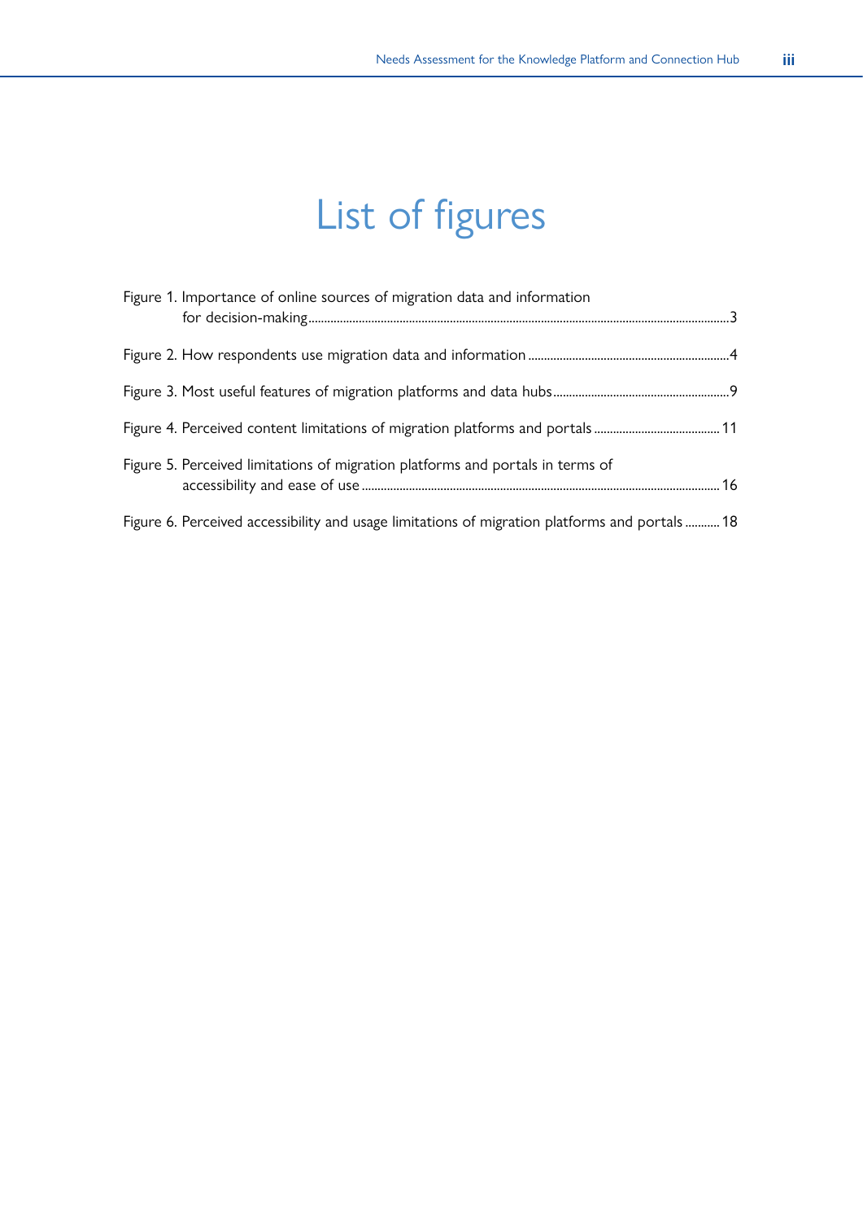# List of figures

Figure 1. Importance of online sources of migration data and information for decision-making ... 3

Figure 2. How respondents use migration data and information ... 4

Figure 3. Most useful features of migration platforms and data hubs ... 9

Figure 4. Perceived content limitations of migration platforms and portals ... 11

Figure 5. Perceived limitations of migration platforms and portals in terms of accessibility and ease of use ... 16

Figure 6. Perceived accessibility and usage limitations of migration platforms and portals ... 18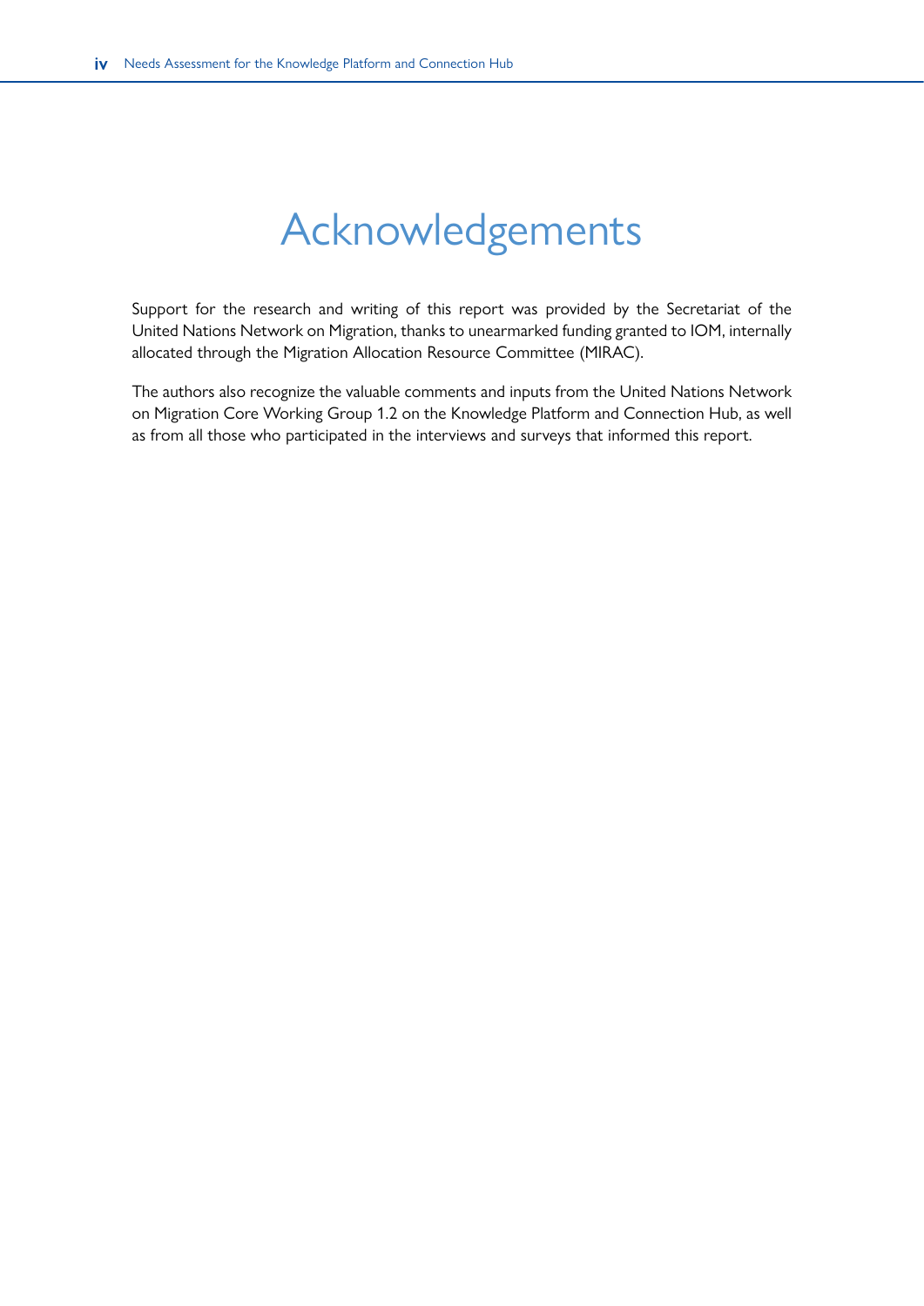# Acknowledgements

Support for the research and writing of this report was provided by the Secretariat of the United Nations Network on Migration, thanks to unearmarked funding granted to IOM, internally allocated through the Migration Allocation Resource Committee (MIRAC).

The authors also recognize the valuable comments and inputs from the United Nations Network on Migration Core Working Group 1.2 on the Knowledge Platform and Connection Hub, as well as from all those who participated in the interviews and surveys that informed this report.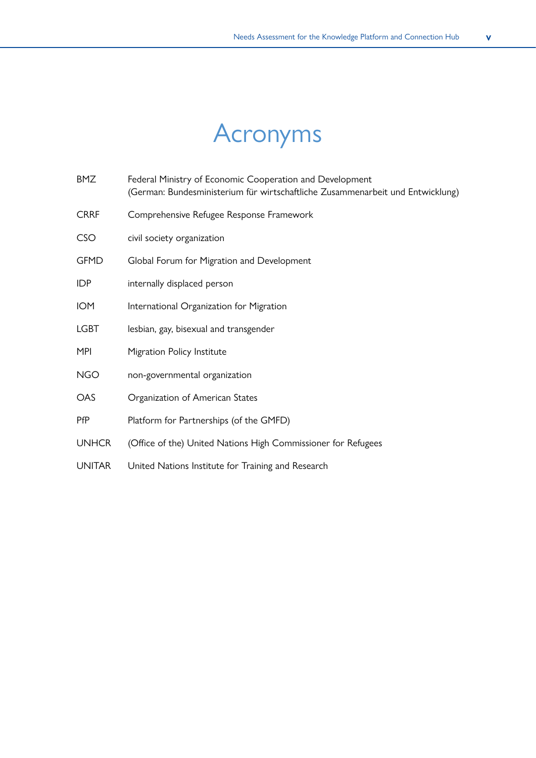# Acronyms

| | |
|---|---|
| BMZ | Federal Ministry of Economic Cooperation and Development (German: Bundesministerium für wirtschaftliche Zusammenarbeit und Entwicklung) |
| CRRF | Comprehensive Refugee Response Framework |
| CSO | civil society organization |
| GFMD | Global Forum for Migration and Development |
| IDP | internally displaced person |
| IOM | International Organization for Migration |
| LGBT | lesbian, gay, bisexual and transgender |
| MPI | Migration Policy Institute |
| NGO | non-governmental organization |
| OAS | Organization of American States |
| PfP | Platform for Partnerships (of the GMFD) |
| UNHCR | (Office of the) United Nations High Commissioner for Refugees |
| UNITAR | United Nations Institute for Training and Research |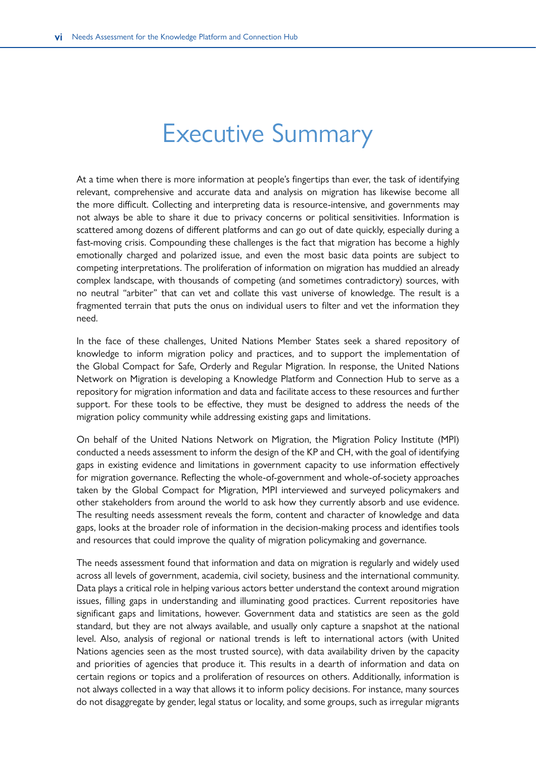# Executive Summary

At a time when there is more information at people's fingertips than ever, the task of identifying relevant, comprehensive and accurate data and analysis on migration has likewise become all the more difficult. Collecting and interpreting data is resource-intensive, and governments may not always be able to share it due to privacy concerns or political sensitivities. Information is scattered among dozens of different platforms and can go out of date quickly, especially during a fast-moving crisis. Compounding these challenges is the fact that migration has become a highly emotionally charged and polarized issue, and even the most basic data points are subject to competing interpretations. The proliferation of information on migration has muddied an already complex landscape, with thousands of competing (and sometimes contradictory) sources, with no neutral "arbiter" that can vet and collate this vast universe of knowledge. The result is a fragmented terrain that puts the onus on individual users to filter and vet the information they need.

In the face of these challenges, United Nations Member States seek a shared repository of knowledge to inform migration policy and practices, and to support the implementation of the Global Compact for Safe, Orderly and Regular Migration. In response, the United Nations Network on Migration is developing a Knowledge Platform and Connection Hub to serve as a repository for migration information and data and facilitate access to these resources and further support. For these tools to be effective, they must be designed to address the needs of the migration policy community while addressing existing gaps and limitations.

On behalf of the United Nations Network on Migration, the Migration Policy Institute (MPI) conducted a needs assessment to inform the design of the KP and CH, with the goal of identifying gaps in existing evidence and limitations in government capacity to use information effectively for migration governance. Reflecting the whole-of-government and whole-of-society approaches taken by the Global Compact for Migration, MPI interviewed and surveyed policymakers and other stakeholders from around the world to ask how they currently absorb and use evidence. The resulting needs assessment reveals the form, content and character of knowledge and data gaps, looks at the broader role of information in the decision-making process and identifies tools and resources that could improve the quality of migration policymaking and governance.

The needs assessment found that information and data on migration is regularly and widely used across all levels of government, academia, civil society, business and the international community. Data plays a critical role in helping various actors better understand the context around migration issues, filling gaps in understanding and illuminating good practices. Current repositories have significant gaps and limitations, however. Government data and statistics are seen as the gold standard, but they are not always available, and usually only capture a snapshot at the national level. Also, analysis of regional or national trends is left to international actors (with United Nations agencies seen as the most trusted source), with data availability driven by the capacity and priorities of agencies that produce it. This results in a dearth of information and data on certain regions or topics and a proliferation of resources on others. Additionally, information is not always collected in a way that allows it to inform policy decisions. For instance, many sources do not disaggregate by gender, legal status or locality, and some groups, such as irregular migrants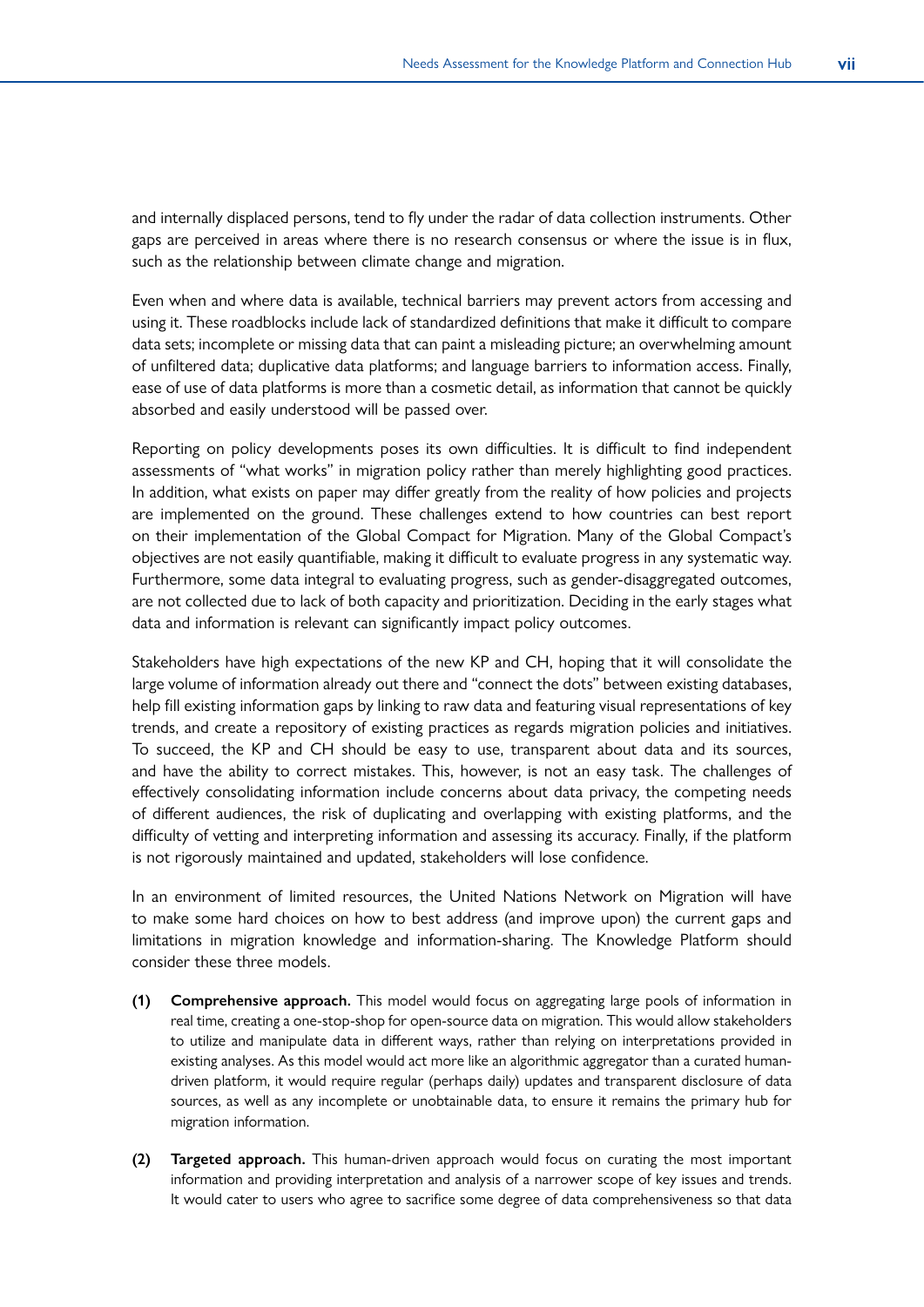and internally displaced persons, tend to fly under the radar of data collection instruments. Other gaps are perceived in areas where there is no research consensus or where the issue is in flux, such as the relationship between climate change and migration.

Even when and where data is available, technical barriers may prevent actors from accessing and using it. These roadblocks include lack of standardized definitions that make it difficult to compare data sets; incomplete or missing data that can paint a misleading picture; an overwhelming amount of unfiltered data; duplicative data platforms; and language barriers to information access. Finally, ease of use of data platforms is more than a cosmetic detail, as information that cannot be quickly absorbed and easily understood will be passed over.

Reporting on policy developments poses its own difficulties. It is difficult to find independent assessments of "what works" in migration policy rather than merely highlighting good practices. In addition, what exists on paper may differ greatly from the reality of how policies and projects are implemented on the ground. These challenges extend to how countries can best report on their implementation of the Global Compact for Migration. Many of the Global Compact's objectives are not easily quantifiable, making it difficult to evaluate progress in any systematic way. Furthermore, some data integral to evaluating progress, such as gender-disaggregated outcomes, are not collected due to lack of both capacity and prioritization. Deciding in the early stages what data and information is relevant can significantly impact policy outcomes.

Stakeholders have high expectations of the new KP and CH, hoping that it will consolidate the large volume of information already out there and "connect the dots" between existing databases, help fill existing information gaps by linking to raw data and featuring visual representations of key trends, and create a repository of existing practices as regards migration policies and initiatives. To succeed, the KP and CH should be easy to use, transparent about data and its sources, and have the ability to correct mistakes. This, however, is not an easy task. The challenges of effectively consolidating information include concerns about data privacy, the competing needs of different audiences, the risk of duplicating and overlapping with existing platforms, and the difficulty of vetting and interpreting information and assessing its accuracy. Finally, if the platform is not rigorously maintained and updated, stakeholders will lose confidence.

In an environment of limited resources, the United Nations Network on Migration will have to make some hard choices on how to best address (and improve upon) the current gaps and limitations in migration knowledge and information-sharing. The Knowledge Platform should consider these three models.

**(1) Comprehensive approach.** This model would focus on aggregating large pools of information in real time, creating a one-stop-shop for open-source data on migration. This would allow stakeholders to utilize and manipulate data in different ways, rather than relying on interpretations provided in existing analyses. As this model would act more like an algorithmic aggregator than a curated human-driven platform, it would require regular (perhaps daily) updates and transparent disclosure of data sources, as well as any incomplete or unobtainable data, to ensure it remains the primary hub for migration information.

**(2) Targeted approach.** This human-driven approach would focus on curating the most important information and providing interpretation and analysis of a narrower scope of key issues and trends. It would cater to users who agree to sacrifice some degree of data comprehensiveness so that data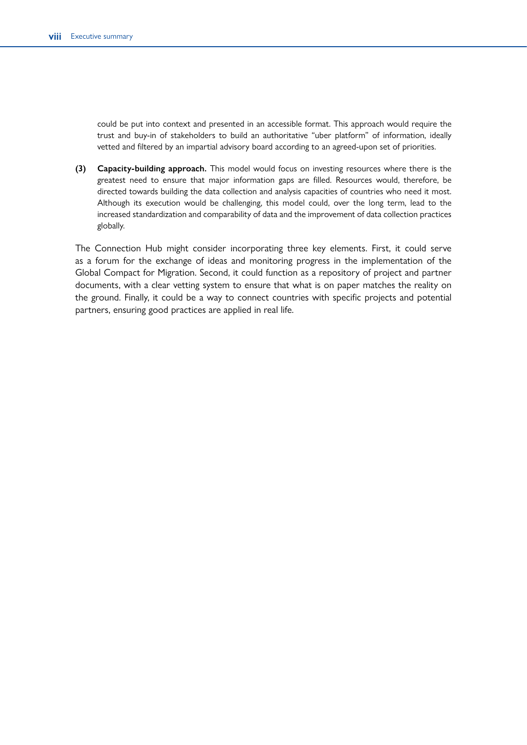could be put into context and presented in an accessible format. This approach would require the trust and buy-in of stakeholders to build an authoritative "uber platform" of information, ideally vetted and filtered by an impartial advisory board according to an agreed-upon set of priorities.

**(3) Capacity-building approach.** This model would focus on investing resources where there is the greatest need to ensure that major information gaps are filled. Resources would, therefore, be directed towards building the data collection and analysis capacities of countries who need it most. Although its execution would be challenging, this model could, over the long term, lead to the increased standardization and comparability of data and the improvement of data collection practices globally.

The Connection Hub might consider incorporating three key elements. First, it could serve as a forum for the exchange of ideas and monitoring progress in the implementation of the Global Compact for Migration. Second, it could function as a repository of project and partner documents, with a clear vetting system to ensure that what is on paper matches the reality on the ground. Finally, it could be a way to connect countries with specific projects and potential partners, ensuring good practices are applied in real life.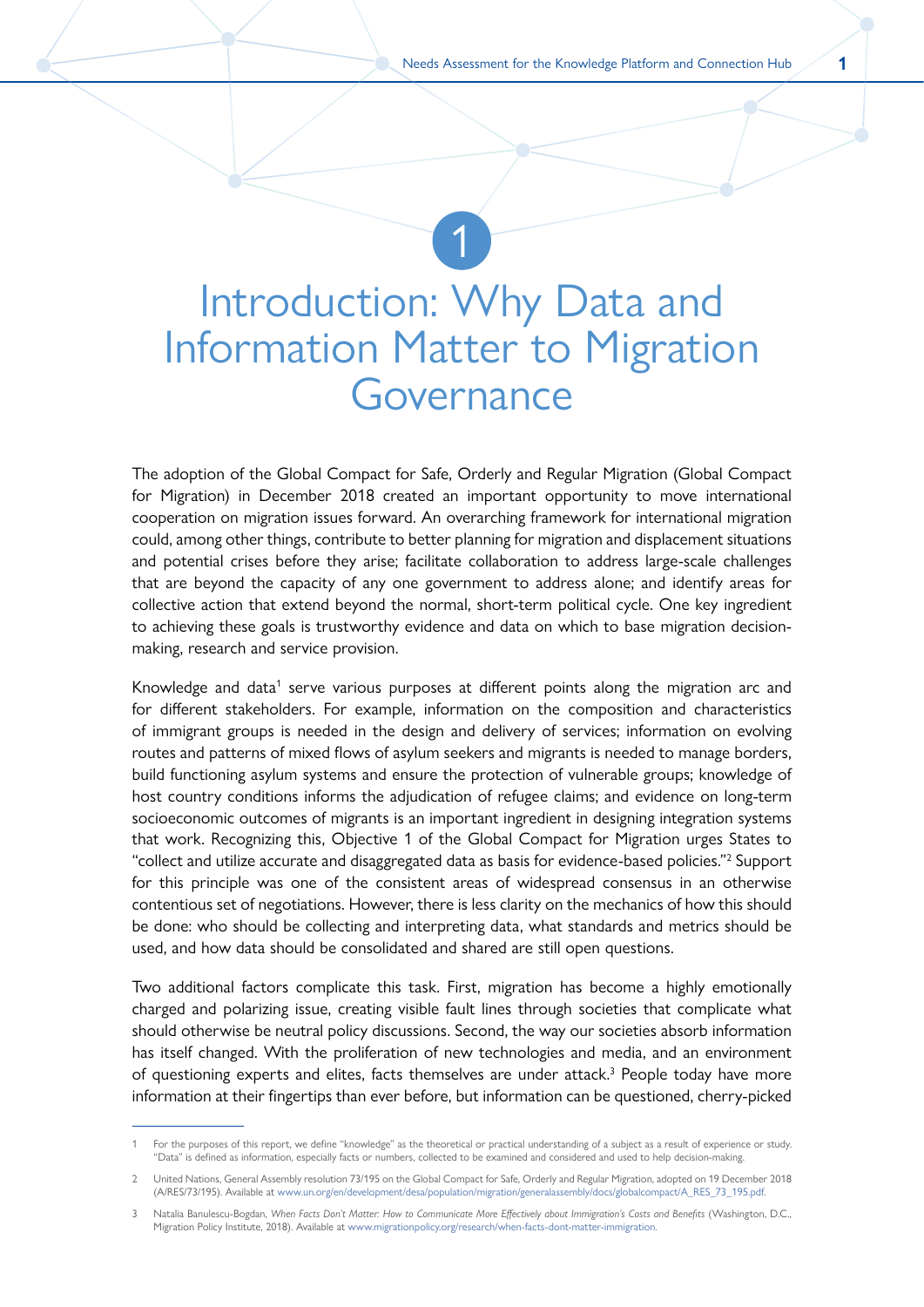# 1 Introduction: Why Data and Information Matter to Migration Governance

The adoption of the Global Compact for Safe, Orderly and Regular Migration (Global Compact for Migration) in December 2018 created an important opportunity to move international cooperation on migration issues forward. An overarching framework for international migration could, among other things, contribute to better planning for migration and displacement situations and potential crises before they arise; facilitate collaboration to address large-scale challenges that are beyond the capacity of any one government to address alone; and identify areas for collective action that extend beyond the normal, short-term political cycle. One key ingredient to achieving these goals is trustworthy evidence and data on which to base migration decision-making, research and service provision.

Knowledge and data[1] serve various purposes at different points along the migration arc and for different stakeholders. For example, information on the composition and characteristics of immigrant groups is needed in the design and delivery of services; information on evolving routes and patterns of mixed flows of asylum seekers and migrants is needed to manage borders, build functioning asylum systems and ensure the protection of vulnerable groups; knowledge of host country conditions informs the adjudication of refugee claims; and evidence on long-term socioeconomic outcomes of migrants is an important ingredient in designing integration systems that work. Recognizing this, Objective 1 of the Global Compact for Migration urges States to "collect and utilize accurate and disaggregated data as basis for evidence-based policies."[2] Support for this principle was one of the consistent areas of widespread consensus in an otherwise contentious set of negotiations. However, there is less clarity on the mechanics of how this should be done: who should be collecting and interpreting data, what standards and metrics should be used, and how data should be consolidated and shared are still open questions.

Two additional factors complicate this task. First, migration has become a highly emotionally charged and polarizing issue, creating visible fault lines through societies that complicate what should otherwise be neutral policy discussions. Second, the way our societies absorb information has itself changed. With the proliferation of new technologies and media, and an environment of questioning experts and elites, facts themselves are under attack.[3] People today have more information at their fingertips than ever before, but information can be questioned, cherry-picked

---

1 For the purposes of this report, we define "knowledge" as the theoretical or practical understanding of a subject as a result of experience or study. "Data" is defined as information, especially facts or numbers, collected to be examined and considered and used to help decision-making.

2 United Nations, General Assembly resolution 73/195 on the Global Compact for Safe, Orderly and Regular Migration, adopted on 19 December 2018 (A/RES/73/195). Available at www.un.org/en/development/desa/population/migration/generalassembly/docs/globalcompact/A_RES_73_195.pdf.

3 Natalia Banulescu-Bogdan, *When Facts Don't Matter: How to Communicate More Effectively about Immigration's Costs and Benefits* (Washington, D.C., Migration Policy Institute, 2018). Available at www.migrationpolicy.org/research/when-facts-dont-matter-immigration.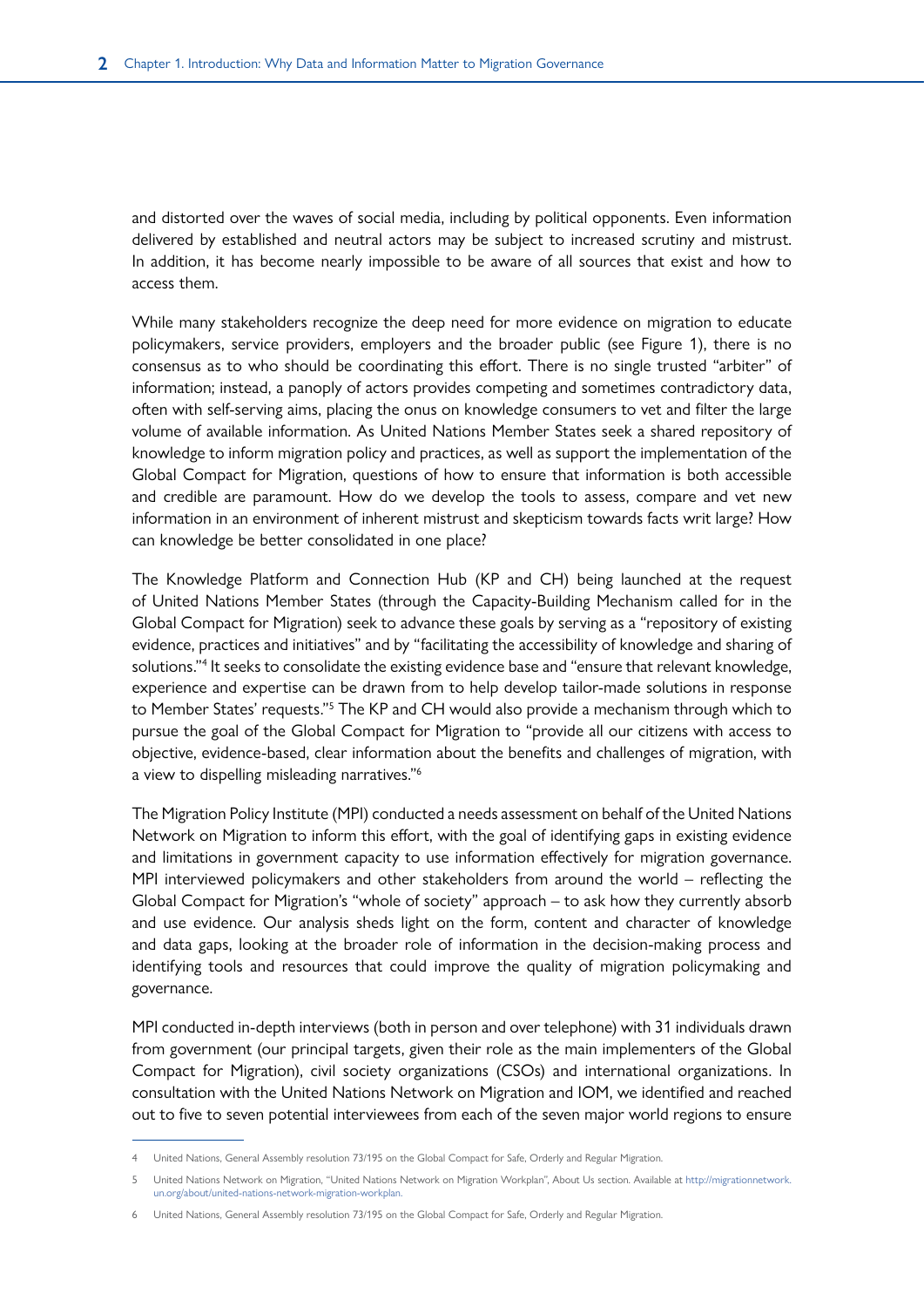and distorted over the waves of social media, including by political opponents. Even information delivered by established and neutral actors may be subject to increased scrutiny and mistrust. In addition, it has become nearly impossible to be aware of all sources that exist and how to access them.

While many stakeholders recognize the deep need for more evidence on migration to educate policymakers, service providers, employers and the broader public (see Figure 1), there is no consensus as to who should be coordinating this effort. There is no single trusted "arbiter" of information; instead, a panoply of actors provides competing and sometimes contradictory data, often with self-serving aims, placing the onus on knowledge consumers to vet and filter the large volume of available information. As United Nations Member States seek a shared repository of knowledge to inform migration policy and practices, as well as support the implementation of the Global Compact for Migration, questions of how to ensure that information is both accessible and credible are paramount. How do we develop the tools to assess, compare and vet new information in an environment of inherent mistrust and skepticism towards facts writ large? How can knowledge be better consolidated in one place?

The Knowledge Platform and Connection Hub (KP and CH) being launched at the request of United Nations Member States (through the Capacity-Building Mechanism called for in the Global Compact for Migration) seek to advance these goals by serving as a "repository of existing evidence, practices and initiatives" and by "facilitating the accessibility of knowledge and sharing of solutions."[4] It seeks to consolidate the existing evidence base and "ensure that relevant knowledge, experience and expertise can be drawn from to help develop tailor-made solutions in response to Member States' requests."[5] The KP and CH would also provide a mechanism through which to pursue the goal of the Global Compact for Migration to "provide all our citizens with access to objective, evidence-based, clear information about the benefits and challenges of migration, with a view to dispelling misleading narratives."[6]

The Migration Policy Institute (MPI) conducted a needs assessment on behalf of the United Nations Network on Migration to inform this effort, with the goal of identifying gaps in existing evidence and limitations in government capacity to use information effectively for migration governance. MPI interviewed policymakers and other stakeholders from around the world – reflecting the Global Compact for Migration's "whole of society" approach – to ask how they currently absorb and use evidence. Our analysis sheds light on the form, content and character of knowledge and data gaps, looking at the broader role of information in the decision-making process and identifying tools and resources that could improve the quality of migration policymaking and governance.

MPI conducted in-depth interviews (both in person and over telephone) with 31 individuals drawn from government (our principal targets, given their role as the main implementers of the Global Compact for Migration), civil society organizations (CSOs) and international organizations. In consultation with the United Nations Network on Migration and IOM, we identified and reached out to five to seven potential interviewees from each of the seven major world regions to ensure

---

4 United Nations, General Assembly resolution 73/195 on the Global Compact for Safe, Orderly and Regular Migration.

5 United Nations Network on Migration, "United Nations Network on Migration Workplan", About Us section. Available at http://migrationnetwork.un.org/about/united-nations-network-migration-workplan.

6 United Nations, General Assembly resolution 73/195 on the Global Compact for Safe, Orderly and Regular Migration.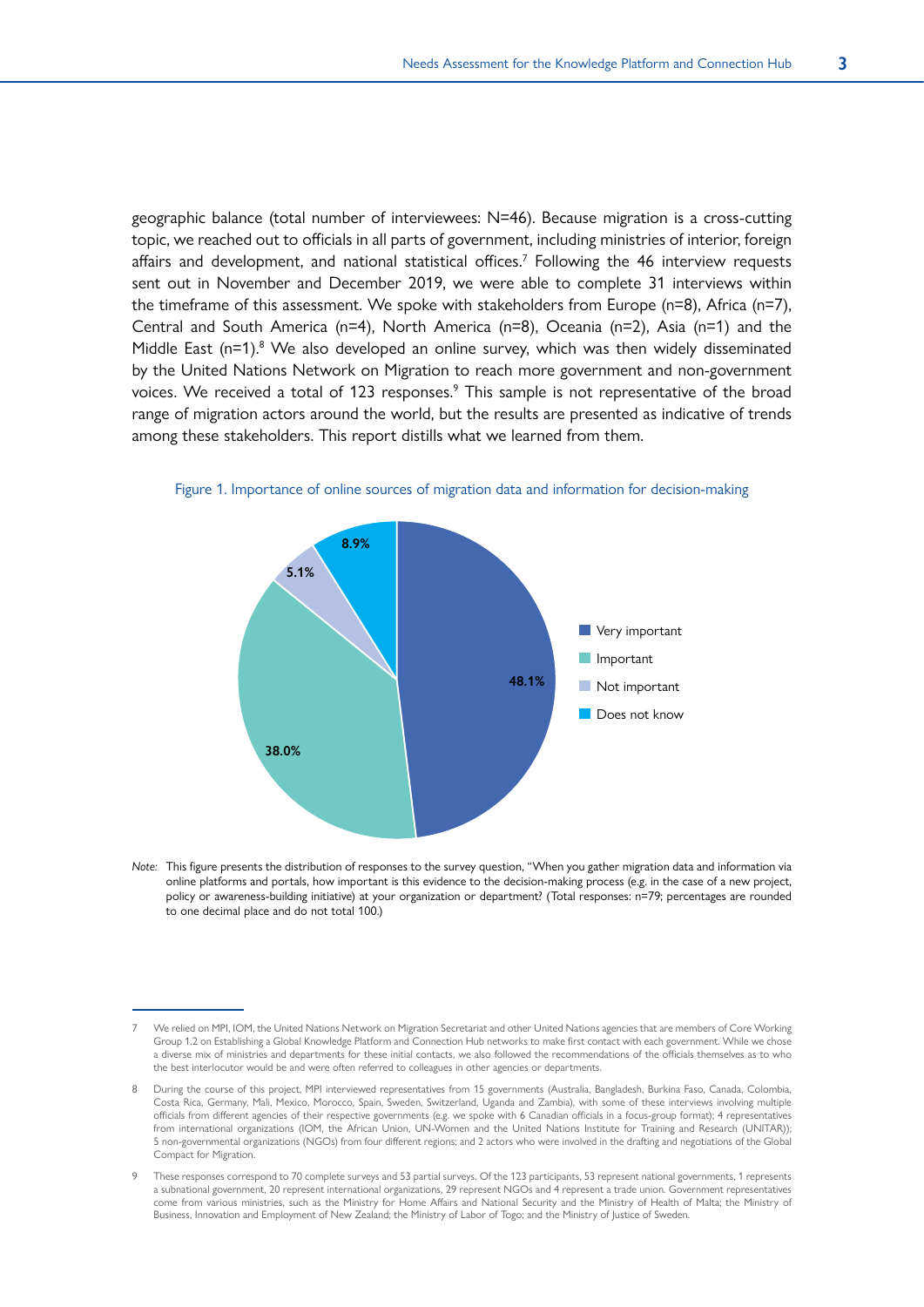geographic balance (total number of interviewees: N=46). Because migration is a cross-cutting topic, we reached out to officials in all parts of government, including ministries of interior, foreign affairs and development, and national statistical offices.[7] Following the 46 interview requests sent out in November and December 2019, we were able to complete 31 interviews within the timeframe of this assessment. We spoke with stakeholders from Europe (n=8), Africa (n=7), Central and South America (n=4), North America (n=8), Oceania (n=2), Asia (n=1) and the Middle East (n=1).[8] We also developed an online survey, which was then widely disseminated by the United Nations Network on Migration to reach more government and non-government voices. We received a total of 123 responses.[9] This sample is not representative of the broad range of migration actors around the world, but the results are presented as indicative of trends among these stakeholders. This report distills what we learned from them.

Figure 1. Importance of online sources of migration data and information for decision-making

| Response | Percentage |
|---|---|
| Very important | 48.1% |
| Important | 38.0% |
| Not important | 5.1% |
| Does not know | 8.9% |

*Note:* This figure presents the distribution of responses to the survey question, "When you gather migration data and information via online platforms and portals, how important is this evidence to the decision-making process (e.g. in the case of a new project, policy or awareness-building initiative) at your organization or department? (Total responses: n=79; percentages are rounded to one decimal place and do not total 100.)

---

7 We relied on MPI, IOM, the United Nations Network on Migration Secretariat and other United Nations agencies that are members of Core Working Group 1.2 on Establishing a Global Knowledge Platform and Connection Hub networks to make first contact with each government. While we chose a diverse mix of ministries and departments for these initial contacts, we also followed the recommendations of the officials themselves as to who the best interlocutor would be and were often referred to colleagues in other agencies or departments.

8 During the course of this project, MPI interviewed representatives from 15 governments (Australia, Bangladesh, Burkina Faso, Canada, Colombia, Costa Rica, Germany, Mali, Mexico, Morocco, Spain, Sweden, Switzerland, Uganda and Zambia), with some of these interviews involving multiple officials from different agencies of their respective governments (e.g. we spoke with 6 Canadian officials in a focus-group format); 4 representatives from international organizations (IOM, the African Union, UN-Women and the United Nations Institute for Training and Research (UNITAR)); 5 non-governmental organizations (NGOs) from four different regions; and 2 actors who were involved in the drafting and negotiations of the Global Compact for Migration.

9 These responses correspond to 70 complete surveys and 53 partial surveys. Of the 123 participants, 53 represent national governments, 1 represents a subnational government, 20 represent international organizations, 29 represent NGOs and 4 represent a trade union. Government representatives come from various ministries, such as the Ministry for Home Affairs and National Security and the Ministry of Health of Malta; the Ministry of Business, Innovation and Employment of New Zealand; the Ministry of Labor of Togo; and the Ministry of Justice of Sweden.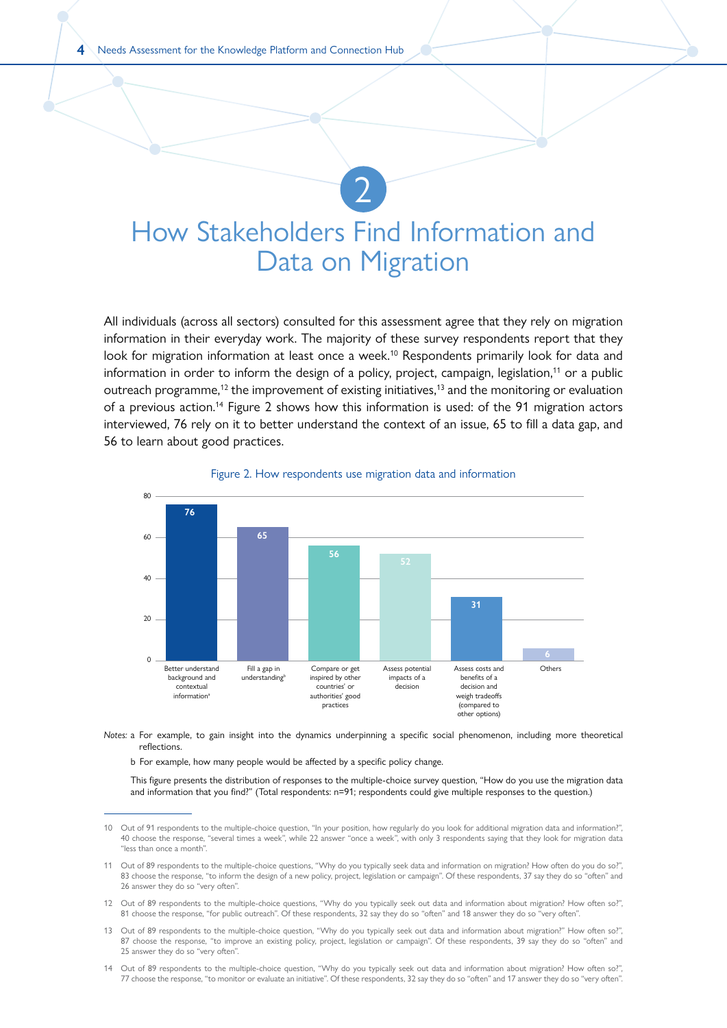# 2

# How Stakeholders Find Information and Data on Migration

All individuals (across all sectors) consulted for this assessment agree that they rely on migration information in their everyday work. The majority of these survey respondents report that they look for migration information at least once a week.[10] Respondents primarily look for data and information in order to inform the design of a policy, project, campaign, legislation,[11] or a public outreach programme,[12] the improvement of existing initiatives,[13] and the monitoring or evaluation of a previous action.[14] Figure 2 shows how this information is used: of the 91 migration actors interviewed, 76 rely on it to better understand the context of an issue, 65 to fill a data gap, and 56 to learn about good practices.

Figure 2. How respondents use migration data and information

| Use | Number of respondents |
|---|---|
| Better understand background and contextual information[a] | 76 |
| Fill a gap in understanding[b] | 65 |
| Compare or get inspired by other countries' or authorities' good practices | 56 |
| Assess potential impacts of a decision | 52 |
| Assess costs and benefits of a decision and weigh tradeoffs (compared to other options) | 31 |
| Others | 6 |

*Notes:* a For example, to gain insight into the dynamics underpinning a specific social phenomenon, including more theoretical reflections.

b For example, how many people would be affected by a specific policy change.

This figure presents the distribution of responses to the multiple-choice survey question, "How do you use the migration data and information that you find?" (Total respondents: n=91; respondents could give multiple responses to the question.)

---

10 Out of 91 respondents to the multiple-choice question, "In your position, how regularly do you look for additional migration data and information?", 40 choose the response, "several times a week", while 22 answer "once a week", with only 3 respondents saying that they look for migration data "less than once a month".

11 Out of 89 respondents to the multiple-choice questions, "Why do you typically seek data and information on migration? How often do you do so?", 83 choose the response, "to inform the design of a new policy, project, legislation or campaign". Of these respondents, 37 say they do so "often" and 26 answer they do so "very often".

12 Out of 89 respondents to the multiple-choice questions, "Why do you typically seek out data and information about migration? How often so?", 81 choose the response, "for public outreach". Of these respondents, 32 say they do so "often" and 18 answer they do so "very often".

13 Out of 89 respondents to the multiple-choice question, "Why do you typically seek out data and information about migration?" How often so?", 87 choose the response, "to improve an existing policy, project, legislation or campaign". Of these respondents, 39 say they do so "often" and 25 answer they do so "very often".

14 Out of 89 respondents to the multiple-choice question, "Why do you typically seek out data and information about migration? How often so?", 77 choose the response, "to monitor or evaluate an initiative". Of these respondents, 32 say they do so "often" and 17 answer they do so "very often".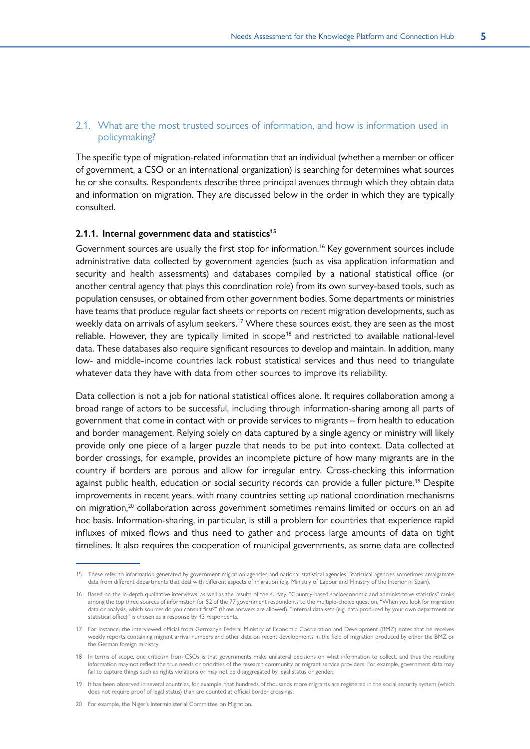### 2.1. What are the most trusted sources of information, and how is information used in policymaking?

The specific type of migration-related information that an individual (whether a member or officer of government, a CSO or an international organization) is searching for determines what sources he or she consults. Respondents describe three principal avenues through which they obtain data and information on migration. They are discussed below in the order in which they are typically consulted.

#### 2.1.1. Internal government data and statistics[15]

Government sources are usually the first stop for information.[16] Key government sources include administrative data collected by government agencies (such as visa application information and security and health assessments) and databases compiled by a national statistical office (or another central agency that plays this coordination role) from its own survey-based tools, such as population censuses, or obtained from other government bodies. Some departments or ministries have teams that produce regular fact sheets or reports on recent migration developments, such as weekly data on arrivals of asylum seekers.[17] Where these sources exist, they are seen as the most reliable. However, they are typically limited in scope[18] and restricted to available national-level data. These databases also require significant resources to develop and maintain. In addition, many low- and middle-income countries lack robust statistical services and thus need to triangulate whatever data they have with data from other sources to improve its reliability.

Data collection is not a job for national statistical offices alone. It requires collaboration among a broad range of actors to be successful, including through information-sharing among all parts of government that come in contact with or provide services to migrants – from health to education and border management. Relying solely on data captured by a single agency or ministry will likely provide only one piece of a larger puzzle that needs to be put into context. Data collected at border crossings, for example, provides an incomplete picture of how many migrants are in the country if borders are porous and allow for irregular entry. Cross-checking this information against public health, education or social security records can provide a fuller picture.[19] Despite improvements in recent years, with many countries setting up national coordination mechanisms on migration,[20] collaboration across government sometimes remains limited or occurs on an ad hoc basis. Information-sharing, in particular, is still a problem for countries that experience rapid influxes of mixed flows and thus need to gather and process large amounts of data on tight timelines. It also requires the cooperation of municipal governments, as some data are collected

---

15 These refer to information generated by government migration agencies and national statistical agencies. Statistical agencies sometimes amalgamate data from different departments that deal with different aspects of migration (e.g. Ministry of Labour and Ministry of the Interior in Spain).

16 Based on the in-depth qualitative interviews, as well as the results of the survey. "Country-based socioeconomic and administrative statistics" ranks among the top three sources of information for 52 of the 77 government respondents to the multiple-choice question, "When you look for migration data or analysis, which sources do you consult first?" (three answers are allowed). "Internal data sets (e.g. data produced by your own department or statistical office)" is chosen as a response by 43 respondents.

17 For instance, the interviewed official from Germany's Federal Ministry of Economic Cooperation and Development (BMZ) notes that he receives weekly reports containing migrant arrival numbers and other data on recent developments in the field of migration produced by either the BMZ or the German foreign ministry.

18 In terms of scope, one criticism from CSOs is that governments make unilateral decisions on what information to collect, and thus the resulting information may not reflect the true needs or priorities of the research community or migrant service providers. For example, government data may fail to capture things such as rights violations or may not be disaggregated by legal status or gender.

19 It has been observed in several countries, for example, that hundreds of thousands more migrants are registered in the social security system (which does not require proof of legal status) than are counted at official border crossings.

20 For example, the Niger's Interministerial Committee on Migration.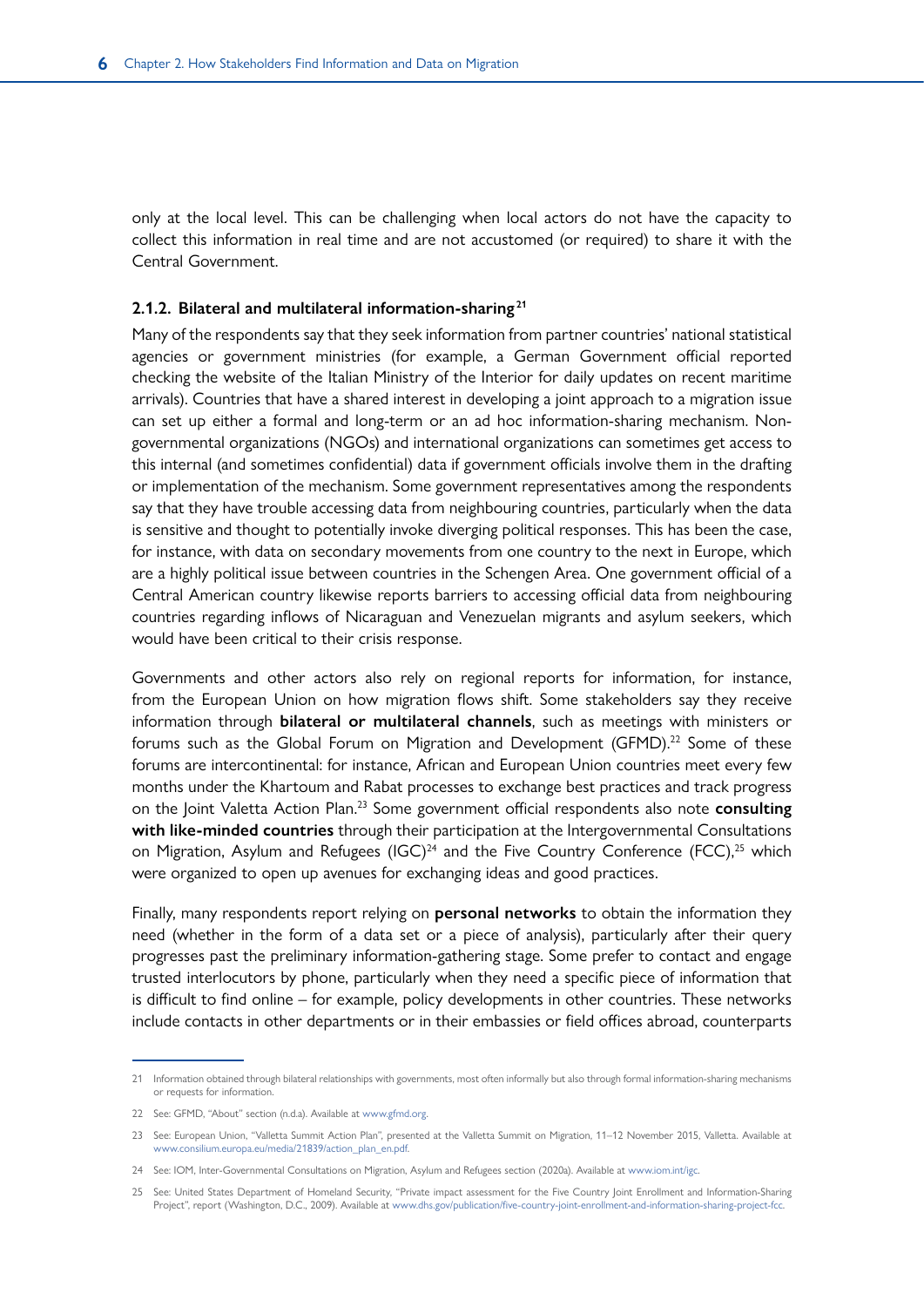only at the local level. This can be challenging when local actors do not have the capacity to collect this information in real time and are not accustomed (or required) to share it with the Central Government.

### 2.1.2. Bilateral and multilateral information-sharing[21]

Many of the respondents say that they seek information from partner countries' national statistical agencies or government ministries (for example, a German Government official reported checking the website of the Italian Ministry of the Interior for daily updates on recent maritime arrivals). Countries that have a shared interest in developing a joint approach to a migration issue can set up either a formal and long-term or an ad hoc information-sharing mechanism. Non-governmental organizations (NGOs) and international organizations can sometimes get access to this internal (and sometimes confidential) data if government officials involve them in the drafting or implementation of the mechanism. Some government representatives among the respondents say that they have trouble accessing data from neighbouring countries, particularly when the data is sensitive and thought to potentially invoke diverging political responses. This has been the case, for instance, with data on secondary movements from one country to the next in Europe, which are a highly political issue between countries in the Schengen Area. One government official of a Central American country likewise reports barriers to accessing official data from neighbouring countries regarding inflows of Nicaraguan and Venezuelan migrants and asylum seekers, which would have been critical to their crisis response.

Governments and other actors also rely on regional reports for information, for instance, from the European Union on how migration flows shift. Some stakeholders say they receive information through **bilateral or multilateral channels**, such as meetings with ministers or forums such as the Global Forum on Migration and Development (GFMD).[22] Some of these forums are intercontinental: for instance, African and European Union countries meet every few months under the Khartoum and Rabat processes to exchange best practices and track progress on the Joint Valetta Action Plan.[23] Some government official respondents also note **consulting with like-minded countries** through their participation at the Intergovernmental Consultations on Migration, Asylum and Refugees (IGC)[24] and the Five Country Conference (FCC),[25] which were organized to open up avenues for exchanging ideas and good practices.

Finally, many respondents report relying on **personal networks** to obtain the information they need (whether in the form of a data set or a piece of analysis), particularly after their query progresses past the preliminary information-gathering stage. Some prefer to contact and engage trusted interlocutors by phone, particularly when they need a specific piece of information that is difficult to find online – for example, policy developments in other countries. These networks include contacts in other departments or in their embassies or field offices abroad, counterparts

---

21 Information obtained through bilateral relationships with governments, most often informally but also through formal information-sharing mechanisms or requests for information.

22 See: GFMD, "About" section (n.d.a). Available at www.gfmd.org.

23 See: European Union, "Valletta Summit Action Plan", presented at the Valletta Summit on Migration, 11–12 November 2015, Valletta. Available at www.consilium.europa.eu/media/21839/action_plan_en.pdf.

24 See: IOM, Inter-Governmental Consultations on Migration, Asylum and Refugees section (2020a). Available at www.iom.int/igc.

25 See: United States Department of Homeland Security, "Private impact assessment for the Five Country Joint Enrollment and Information-Sharing Project", report (Washington, D.C., 2009). Available at www.dhs.gov/publication/five-country-joint-enrollment-and-information-sharing-project-fcc.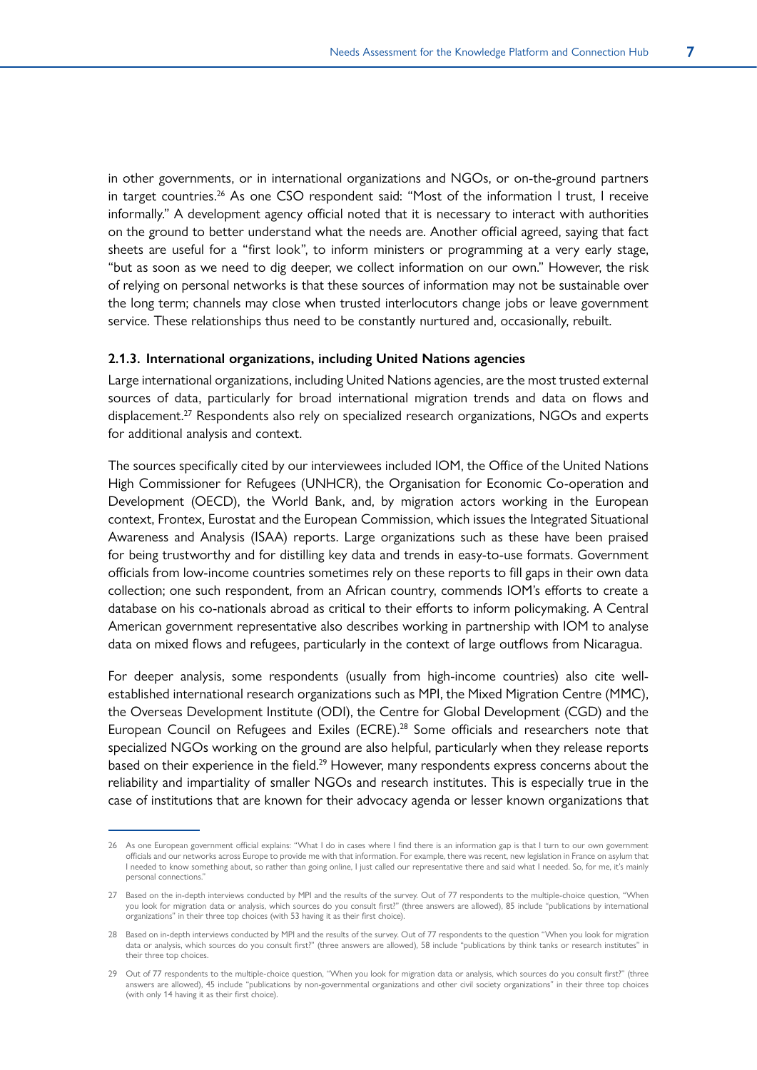in other governments, or in international organizations and NGOs, or on-the-ground partners in target countries.[26] As one CSO respondent said: "Most of the information I trust, I receive informally." A development agency official noted that it is necessary to interact with authorities on the ground to better understand what the needs are. Another official agreed, saying that fact sheets are useful for a "first look", to inform ministers or programming at a very early stage, "but as soon as we need to dig deeper, we collect information on our own." However, the risk of relying on personal networks is that these sources of information may not be sustainable over the long term; channels may close when trusted interlocutors change jobs or leave government service. These relationships thus need to be constantly nurtured and, occasionally, rebuilt.

### 2.1.3. International organizations, including United Nations agencies

Large international organizations, including United Nations agencies, are the most trusted external sources of data, particularly for broad international migration trends and data on flows and displacement.[27] Respondents also rely on specialized research organizations, NGOs and experts for additional analysis and context.

The sources specifically cited by our interviewees included IOM, the Office of the United Nations High Commissioner for Refugees (UNHCR), the Organisation for Economic Co-operation and Development (OECD), the World Bank, and, by migration actors working in the European context, Frontex, Eurostat and the European Commission, which issues the Integrated Situational Awareness and Analysis (ISAA) reports. Large organizations such as these have been praised for being trustworthy and for distilling key data and trends in easy-to-use formats. Government officials from low-income countries sometimes rely on these reports to fill gaps in their own data collection; one such respondent, from an African country, commends IOM's efforts to create a database on his co-nationals abroad as critical to their efforts to inform policymaking. A Central American government representative also describes working in partnership with IOM to analyse data on mixed flows and refugees, particularly in the context of large outflows from Nicaragua.

For deeper analysis, some respondents (usually from high-income countries) also cite well-established international research organizations such as MPI, the Mixed Migration Centre (MMC), the Overseas Development Institute (ODI), the Centre for Global Development (CGD) and the European Council on Refugees and Exiles (ECRE).[28] Some officials and researchers note that specialized NGOs working on the ground are also helpful, particularly when they release reports based on their experience in the field.[29] However, many respondents express concerns about the reliability and impartiality of smaller NGOs and research institutes. This is especially true in the case of institutions that are known for their advocacy agenda or lesser known organizations that

---

26 As one European government official explains: "What I do in cases where I find there is an information gap is that I turn to our own government officials and our networks across Europe to provide me with that information. For example, there was recent, new legislation in France on asylum that I needed to know something about, so rather than going online, I just called our representative there and said what I needed. So, for me, it's mainly personal connections."

27 Based on the in-depth interviews conducted by MPI and the results of the survey. Out of 77 respondents to the multiple-choice question, "When you look for migration data or analysis, which sources do you consult first?" (three answers are allowed), 85 include "publications by international organizations" in their three top choices (with 53 having it as their first choice).

28 Based on in-depth interviews conducted by MPI and the results of the survey. Out of 77 respondents to the question "When you look for migration data or analysis, which sources do you consult first?" (three answers are allowed), 58 include "publications by think tanks or research institutes" in their three top choices.

29 Out of 77 respondents to the multiple-choice question, "When you look for migration data or analysis, which sources do you consult first?" (three answers are allowed), 45 include "publications by non-governmental organizations and other civil society organizations" in their three top choices (with only 14 having it as their first choice).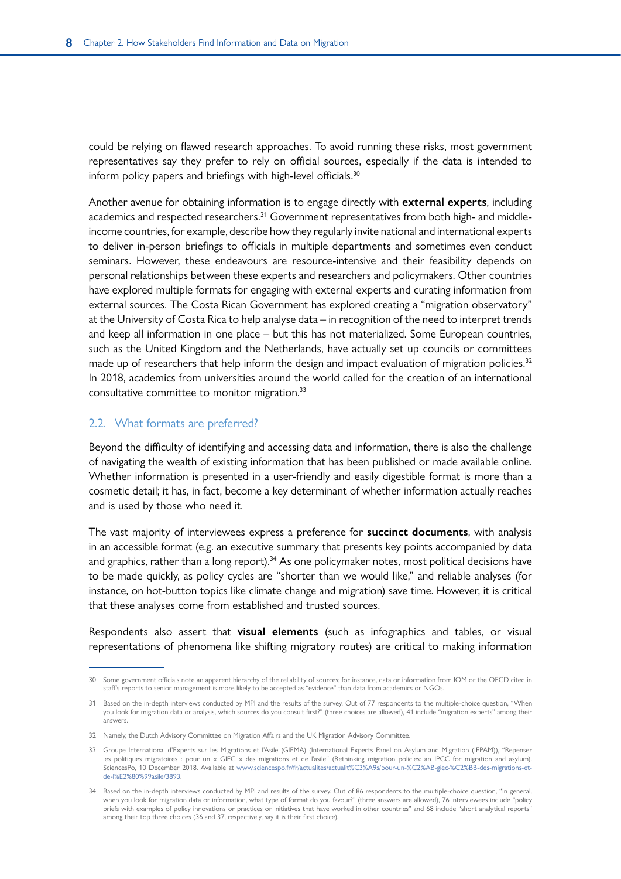could be relying on flawed research approaches. To avoid running these risks, most government representatives say they prefer to rely on official sources, especially if the data is intended to inform policy papers and briefings with high-level officials.[30]

Another avenue for obtaining information is to engage directly with **external experts**, including academics and respected researchers.[31] Government representatives from both high- and middle-income countries, for example, describe how they regularly invite national and international experts to deliver in-person briefings to officials in multiple departments and sometimes even conduct seminars. However, these endeavours are resource-intensive and their feasibility depends on personal relationships between these experts and researchers and policymakers. Other countries have explored multiple formats for engaging with external experts and curating information from external sources. The Costa Rican Government has explored creating a "migration observatory" at the University of Costa Rica to help analyse data – in recognition of the need to interpret trends and keep all information in one place – but this has not materialized. Some European countries, such as the United Kingdom and the Netherlands, have actually set up councils or committees made up of researchers that help inform the design and impact evaluation of migration policies.[32] In 2018, academics from universities around the world called for the creation of an international consultative committee to monitor migration.[33]

## 2.2. What formats are preferred?

Beyond the difficulty of identifying and accessing data and information, there is also the challenge of navigating the wealth of existing information that has been published or made available online. Whether information is presented in a user-friendly and easily digestible format is more than a cosmetic detail; it has, in fact, become a key determinant of whether information actually reaches and is used by those who need it.

The vast majority of interviewees express a preference for **succinct documents**, with analysis in an accessible format (e.g. an executive summary that presents key points accompanied by data and graphics, rather than a long report).[34] As one policymaker notes, most political decisions have to be made quickly, as policy cycles are "shorter than we would like," and reliable analyses (for instance, on hot-button topics like climate change and migration) save time. However, it is critical that these analyses come from established and trusted sources.

Respondents also assert that **visual elements** (such as infographics and tables, or visual representations of phenomena like shifting migratory routes) are critical to making information

---

30 Some government officials note an apparent hierarchy of the reliability of sources; for instance, data or information from IOM or the OECD cited in staff's reports to senior management is more likely to be accepted as "evidence" than data from academics or NGOs.

31 Based on the in-depth interviews conducted by MPI and the results of the survey. Out of 77 respondents to the multiple-choice question, "When you look for migration data or analysis, which sources do you consult first?" (three choices are allowed), 41 include "migration experts" among their answers.

32 Namely, the Dutch Advisory Committee on Migration Affairs and the UK Migration Advisory Committee.

33 Groupe International d'Experts sur les Migrations et l'Asile (GIEMA) (International Experts Panel on Asylum and Migration (IEPAM)), "Repenser les politiques migratoires : pour un « GIEC » des migrations et de l'asile" (Rethinking migration policies: an IPCC for migration and asylum). SciencesPo, 10 December 2018. Available at www.sciencespo.fr/fr/actualites/actualit%C3%A9s/pour-un-%C2%AB-giec-%C2%BB-des-migrations-et-de-l%E2%80%99asile/3893.

34 Based on the in-depth interviews conducted by MPI and results of the survey. Out of 86 respondents to the multiple-choice question, "In general, when you look for migration data or information, what type of format do you favour?" (three answers are allowed), 76 interviewees include "policy briefs with examples of policy innovations or practices or initiatives that have worked in other countries" and 68 include "short analytical reports" among their top three choices (36 and 37, respectively, say it is their first choice).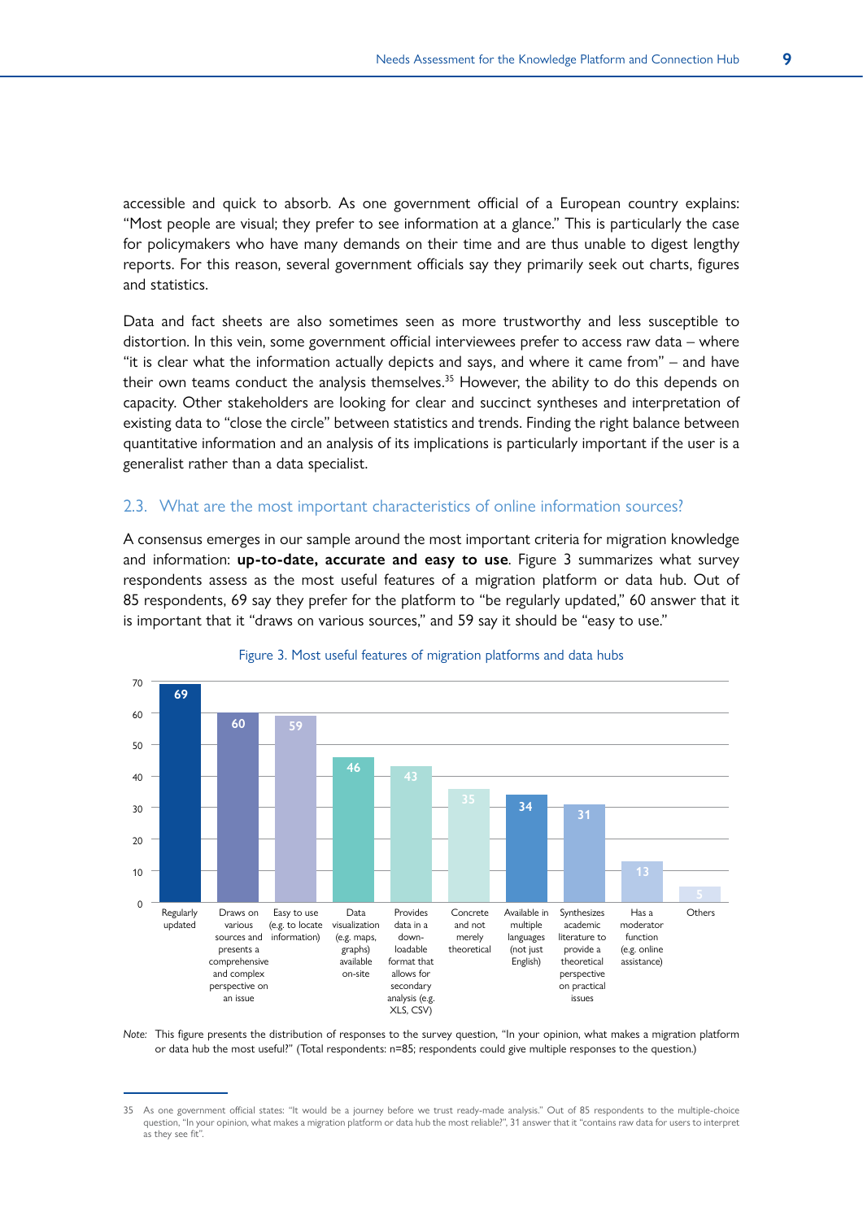accessible and quick to absorb. As one government official of a European country explains: "Most people are visual; they prefer to see information at a glance." This is particularly the case for policymakers who have many demands on their time and are thus unable to digest lengthy reports. For this reason, several government officials say they primarily seek out charts, figures and statistics.

Data and fact sheets are also sometimes seen as more trustworthy and less susceptible to distortion. In this vein, some government official interviewees prefer to access raw data – where "it is clear what the information actually depicts and says, and where it came from" – and have their own teams conduct the analysis themselves.[35] However, the ability to do this depends on capacity. Other stakeholders are looking for clear and succinct syntheses and interpretation of existing data to "close the circle" between statistics and trends. Finding the right balance between quantitative information and an analysis of its implications is particularly important if the user is a generalist rather than a data specialist.

## 2.3. What are the most important characteristics of online information sources?

A consensus emerges in our sample around the most important criteria for migration knowledge and information: **up-to-date, accurate and easy to use**. Figure 3 summarizes what survey respondents assess as the most useful features of a migration platform or data hub. Out of 85 respondents, 69 say they prefer for the platform to "be regularly updated," 60 answer that it is important that it "draws on various sources," and 59 say it should be "easy to use."

Figure 3. Most useful features of migration platforms and data hubs

| Feature | Respondents |
|---|---|
| Regularly updated | 69 |
| Draws on various sources and presents a comprehensive and complex perspective on an issue | 60 |
| Easy to use (e.g. to locate information) | 59 |
| Data visualization (e.g. maps, graphs) available on-site | 46 |
| Provides data in a down-loadable format that allows for secondary analysis (e.g. XLS, CSV) | 43 |
| Concrete and not merely theoretical | 35 |
| Available in multiple languages (not just English) | 34 |
| Synthesizes academic literature to provide a theoretical perspective on practical issues | 31 |
| Has a moderator function (e.g. online assistance) | 13 |
| Others | 5 |

*Note:* This figure presents the distribution of responses to the survey question, "In your opinion, what makes a migration platform or data hub the most useful?" (Total respondents: n=85; respondents could give multiple responses to the question.)

35 As one government official states: "It would be a journey before we trust ready-made analysis." Out of 85 respondents to the multiple-choice question, "In your opinion, what makes a migration platform or data hub the most reliable?", 31 answer that it "contains raw data for users to interpret as they see fit".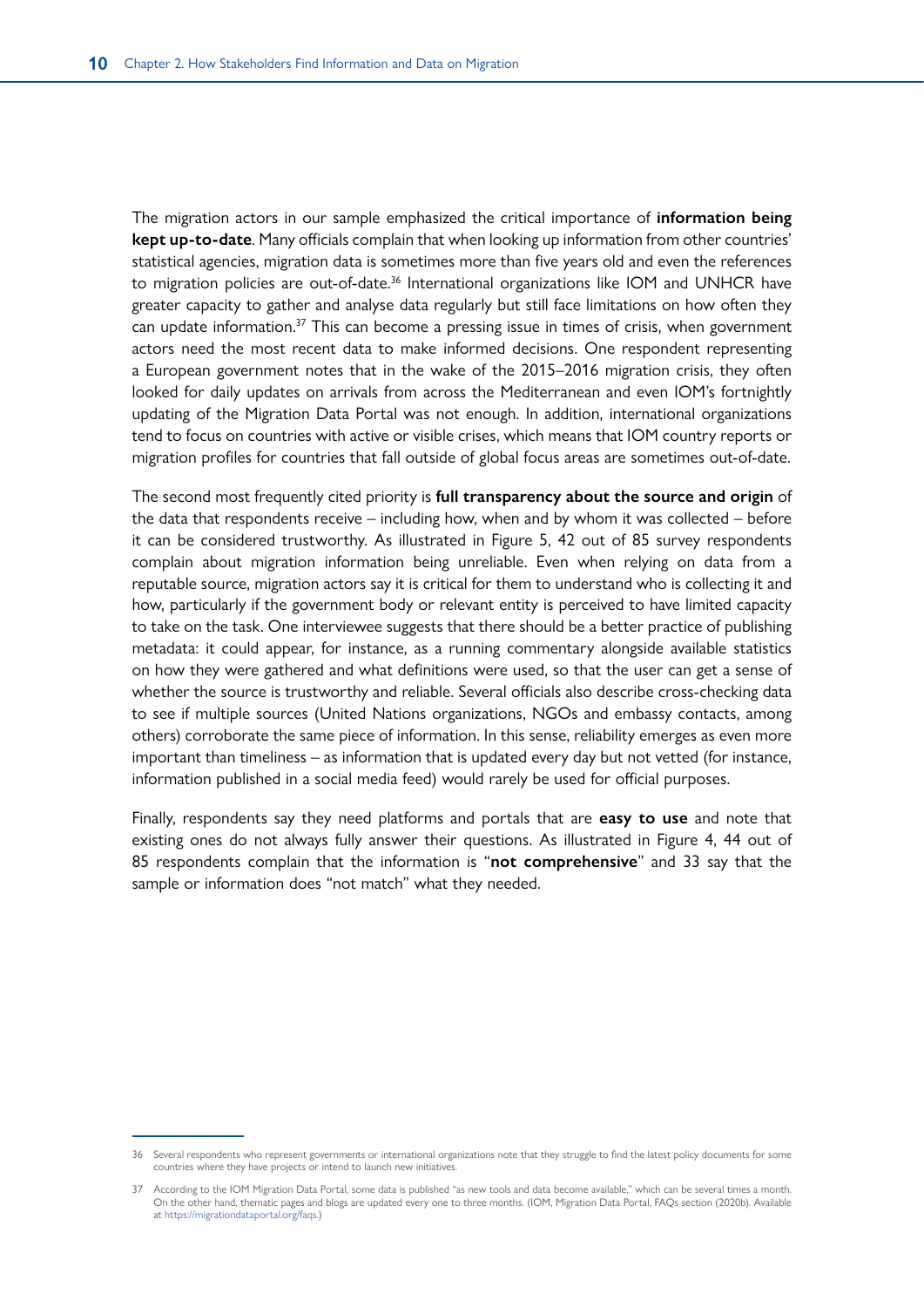The migration actors in our sample emphasized the critical importance of **information being kept up-to-date**. Many officials complain that when looking up information from other countries' statistical agencies, migration data is sometimes more than five years old and even the references to migration policies are out-of-date.[36] International organizations like IOM and UNHCR have greater capacity to gather and analyse data regularly but still face limitations on how often they can update information.[37] This can become a pressing issue in times of crisis, when government actors need the most recent data to make informed decisions. One respondent representing a European government notes that in the wake of the 2015–2016 migration crisis, they often looked for daily updates on arrivals from across the Mediterranean and even IOM's fortnightly updating of the Migration Data Portal was not enough. In addition, international organizations tend to focus on countries with active or visible crises, which means that IOM country reports or migration profiles for countries that fall outside of global focus areas are sometimes out-of-date.

The second most frequently cited priority is **full transparency about the source and origin** of the data that respondents receive – including how, when and by whom it was collected – before it can be considered trustworthy. As illustrated in Figure 5, 42 out of 85 survey respondents complain about migration information being unreliable. Even when relying on data from a reputable source, migration actors say it is critical for them to understand who is collecting it and how, particularly if the government body or relevant entity is perceived to have limited capacity to take on the task. One interviewee suggests that there should be a better practice of publishing metadata: it could appear, for instance, as a running commentary alongside available statistics on how they were gathered and what definitions were used, so that the user can get a sense of whether the source is trustworthy and reliable. Several officials also describe cross-checking data to see if multiple sources (United Nations organizations, NGOs and embassy contacts, among others) corroborate the same piece of information. In this sense, reliability emerges as even more important than timeliness – as information that is updated every day but not vetted (for instance, information published in a social media feed) would rarely be used for official purposes.

Finally, respondents say they need platforms and portals that are **easy to use** and note that existing ones do not always fully answer their questions. As illustrated in Figure 4, 44 out of 85 respondents complain that the information is "**not comprehensive**" and 33 say that the sample or information does "not match" what they needed.

---

36 Several respondents who represent governments or international organizations note that they struggle to find the latest policy documents for some countries where they have projects or intend to launch new initiatives.

37 According to the IOM Migration Data Portal, some data is published "as new tools and data become available," which can be several times a month. On the other hand, thematic pages and blogs are updated every one to three months. (IOM, Migration Data Portal, FAQs section (2020b). Available at https://migrationdataportal.org/faqs.)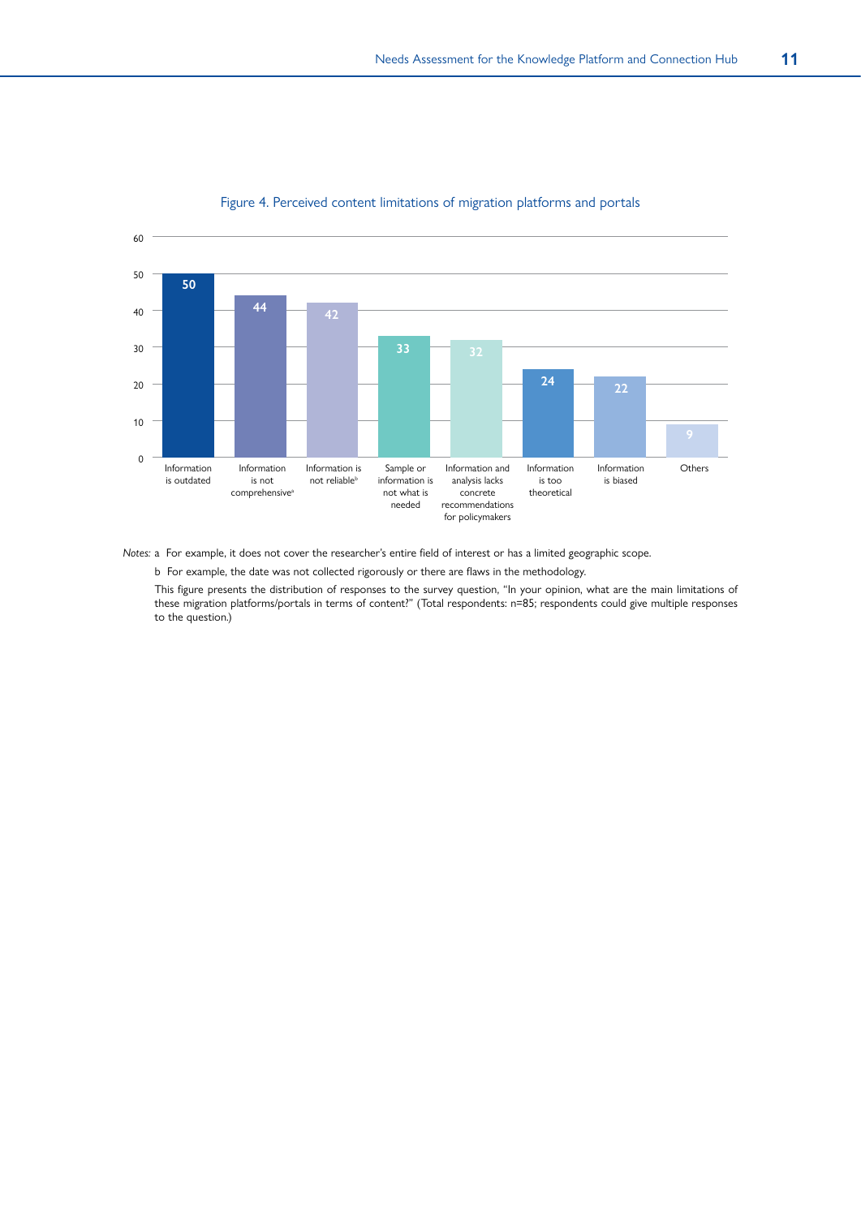Figure 4. Perceived content limitations of migration platforms and portals

| Limitation | Responses |
| --- | --- |
| Information is outdated | 50 |
| Information is not comprehensive[a] | 44 |
| Information is not reliable[b] | 42 |
| Sample or information is not what is needed | 33 |
| Information and analysis lacks concrete recommendations for policymakers | 32 |
| Information is too theoretical | 24 |
| Information is biased | 22 |
| Others | 9 |

*Notes:* a For example, it does not cover the researcher's entire field of interest or has a limited geographic scope.

b For example, the date was not collected rigorously or there are flaws in the methodology.

This figure presents the distribution of responses to the survey question, "In your opinion, what are the main limitations of these migration platforms/portals in terms of content?" (Total respondents: n=85; respondents could give multiple responses to the question.)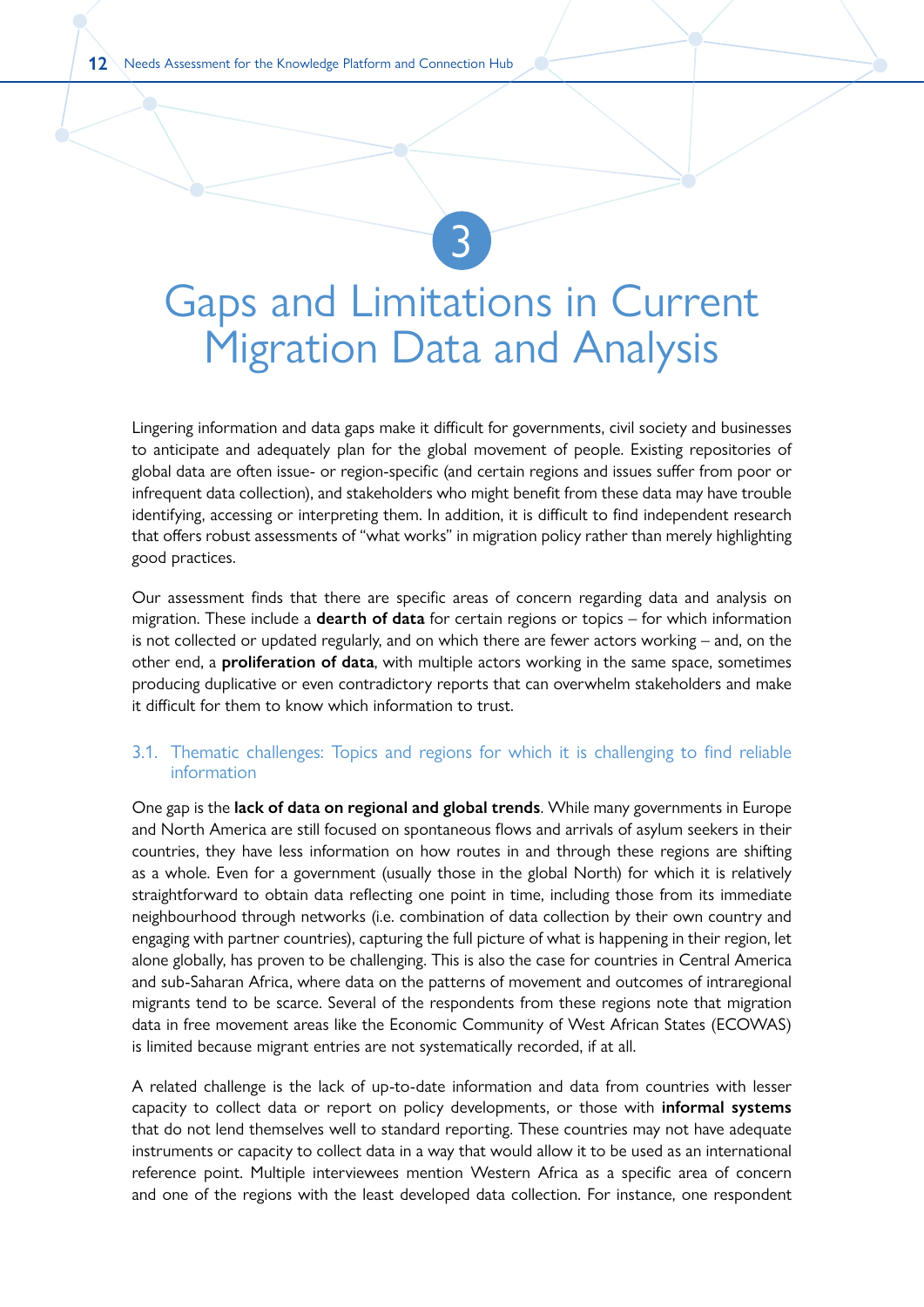# 3 Gaps and Limitations in Current Migration Data and Analysis

Lingering information and data gaps make it difficult for governments, civil society and businesses to anticipate and adequately plan for the global movement of people. Existing repositories of global data are often issue- or region-specific (and certain regions and issues suffer from poor or infrequent data collection), and stakeholders who might benefit from these data may have trouble identifying, accessing or interpreting them. In addition, it is difficult to find independent research that offers robust assessments of "what works" in migration policy rather than merely highlighting good practices.

Our assessment finds that there are specific areas of concern regarding data and analysis on migration. These include a **dearth of data** for certain regions or topics – for which information is not collected or updated regularly, and on which there are fewer actors working – and, on the other end, a **proliferation of data**, with multiple actors working in the same space, sometimes producing duplicative or even contradictory reports that can overwhelm stakeholders and make it difficult for them to know which information to trust.

## 3.1. Thematic challenges: Topics and regions for which it is challenging to find reliable information

One gap is the **lack of data on regional and global trends**. While many governments in Europe and North America are still focused on spontaneous flows and arrivals of asylum seekers in their countries, they have less information on how routes in and through these regions are shifting as a whole. Even for a government (usually those in the global North) for which it is relatively straightforward to obtain data reflecting one point in time, including those from its immediate neighbourhood through networks (i.e. combination of data collection by their own country and engaging with partner countries), capturing the full picture of what is happening in their region, let alone globally, has proven to be challenging. This is also the case for countries in Central America and sub-Saharan Africa, where data on the patterns of movement and outcomes of intraregional migrants tend to be scarce. Several of the respondents from these regions note that migration data in free movement areas like the Economic Community of West African States (ECOWAS) is limited because migrant entries are not systematically recorded, if at all.

A related challenge is the lack of up-to-date information and data from countries with lesser capacity to collect data or report on policy developments, or those with **informal systems** that do not lend themselves well to standard reporting. These countries may not have adequate instruments or capacity to collect data in a way that would allow it to be used as an international reference point. Multiple interviewees mention Western Africa as a specific area of concern and one of the regions with the least developed data collection. For instance, one respondent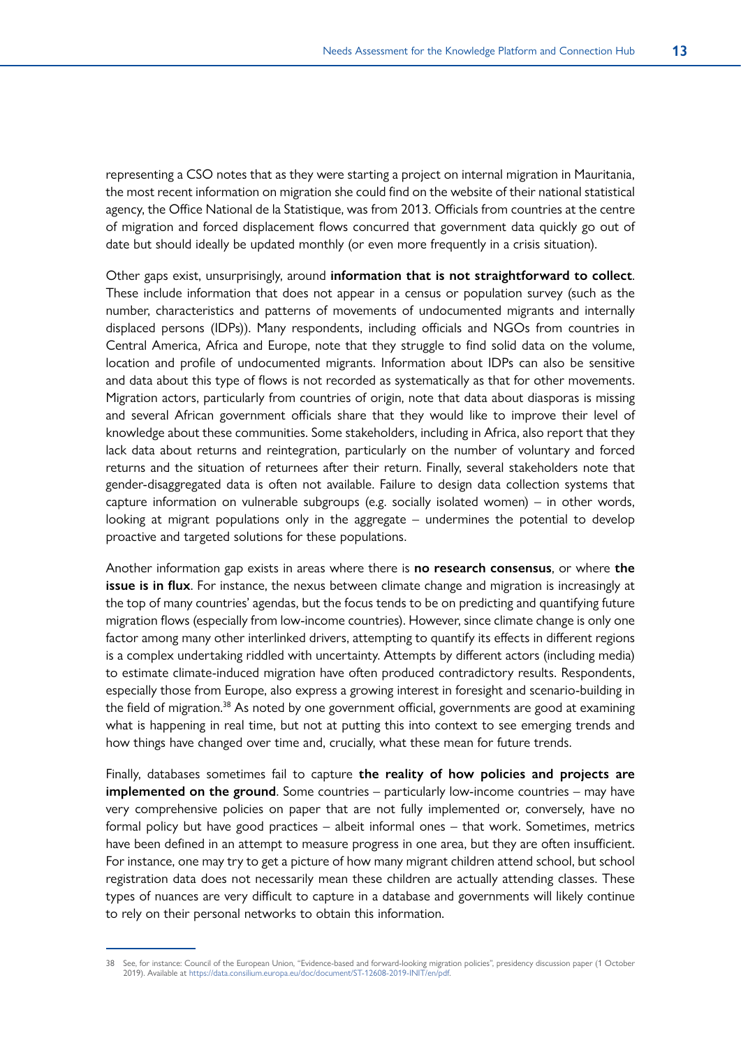representing a CSO notes that as they were starting a project on internal migration in Mauritania, the most recent information on migration she could find on the website of their national statistical agency, the Office National de la Statistique, was from 2013. Officials from countries at the centre of migration and forced displacement flows concurred that government data quickly go out of date but should ideally be updated monthly (or even more frequently in a crisis situation).

Other gaps exist, unsurprisingly, around **information that is not straightforward to collect**. These include information that does not appear in a census or population survey (such as the number, characteristics and patterns of movements of undocumented migrants and internally displaced persons (IDPs)). Many respondents, including officials and NGOs from countries in Central America, Africa and Europe, note that they struggle to find solid data on the volume, location and profile of undocumented migrants. Information about IDPs can also be sensitive and data about this type of flows is not recorded as systematically as that for other movements. Migration actors, particularly from countries of origin, note that data about diasporas is missing and several African government officials share that they would like to improve their level of knowledge about these communities. Some stakeholders, including in Africa, also report that they lack data about returns and reintegration, particularly on the number of voluntary and forced returns and the situation of returnees after their return. Finally, several stakeholders note that gender-disaggregated data is often not available. Failure to design data collection systems that capture information on vulnerable subgroups (e.g. socially isolated women) – in other words, looking at migrant populations only in the aggregate – undermines the potential to develop proactive and targeted solutions for these populations.

Another information gap exists in areas where there is **no research consensus**, or where **the issue is in flux**. For instance, the nexus between climate change and migration is increasingly at the top of many countries' agendas, but the focus tends to be on predicting and quantifying future migration flows (especially from low-income countries). However, since climate change is only one factor among many other interlinked drivers, attempting to quantify its effects in different regions is a complex undertaking riddled with uncertainty. Attempts by different actors (including media) to estimate climate-induced migration have often produced contradictory results. Respondents, especially those from Europe, also express a growing interest in foresight and scenario-building in the field of migration.[38] As noted by one government official, governments are good at examining what is happening in real time, but not at putting this into context to see emerging trends and how things have changed over time and, crucially, what these mean for future trends.

Finally, databases sometimes fail to capture **the reality of how policies and projects are implemented on the ground**. Some countries – particularly low-income countries – may have very comprehensive policies on paper that are not fully implemented or, conversely, have no formal policy but have good practices – albeit informal ones – that work. Sometimes, metrics have been defined in an attempt to measure progress in one area, but they are often insufficient. For instance, one may try to get a picture of how many migrant children attend school, but school registration data does not necessarily mean these children are actually attending classes. These types of nuances are very difficult to capture in a database and governments will likely continue to rely on their personal networks to obtain this information.

---

38 See, for instance: Council of the European Union, "Evidence-based and forward-looking migration policies", presidency discussion paper (1 October 2019). Available at https://data.consilium.europa.eu/doc/document/ST-12608-2019-INIT/en/pdf.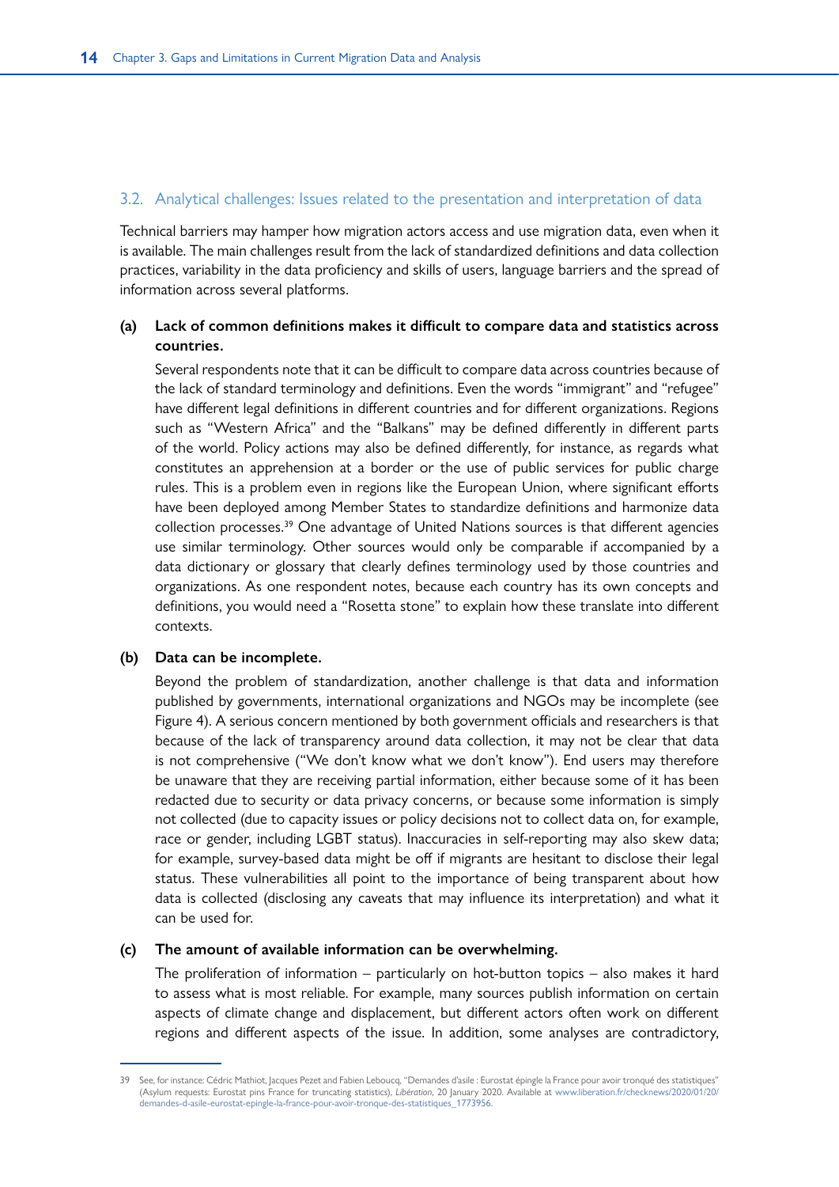### 3.2. Analytical challenges: Issues related to the presentation and interpretation of data

Technical barriers may hamper how migration actors access and use migration data, even when it is available. The main challenges result from the lack of standardized definitions and data collection practices, variability in the data proficiency and skills of users, language barriers and the spread of information across several platforms.

**(a) Lack of common definitions makes it difficult to compare data and statistics across countries.**

Several respondents note that it can be difficult to compare data across countries because of the lack of standard terminology and definitions. Even the words "immigrant" and "refugee" have different legal definitions in different countries and for different organizations. Regions such as "Western Africa" and the "Balkans" may be defined differently in different parts of the world. Policy actions may also be defined differently, for instance, as regards what constitutes an apprehension at a border or the use of public services for public charge rules. This is a problem even in regions like the European Union, where significant efforts have been deployed among Member States to standardize definitions and harmonize data collection processes.[39] One advantage of United Nations sources is that different agencies use similar terminology. Other sources would only be comparable if accompanied by a data dictionary or glossary that clearly defines terminology used by those countries and organizations. As one respondent notes, because each country has its own concepts and definitions, you would need a "Rosetta stone" to explain how these translate into different contexts.

**(b) Data can be incomplete.**

Beyond the problem of standardization, another challenge is that data and information published by governments, international organizations and NGOs may be incomplete (see Figure 4). A serious concern mentioned by both government officials and researchers is that because of the lack of transparency around data collection, it may not be clear that data is not comprehensive ("We don't know what we don't know"). End users may therefore be unaware that they are receiving partial information, either because some of it has been redacted due to security or data privacy concerns, or because some information is simply not collected (due to capacity issues or policy decisions not to collect data on, for example, race or gender, including LGBT status). Inaccuracies in self-reporting may also skew data; for example, survey-based data might be off if migrants are hesitant to disclose their legal status. These vulnerabilities all point to the importance of being transparent about how data is collected (disclosing any caveats that may influence its interpretation) and what it can be used for.

**(c) The amount of available information can be overwhelming.**

The proliferation of information – particularly on hot-button topics – also makes it hard to assess what is most reliable. For example, many sources publish information on certain aspects of climate change and displacement, but different actors often work on different regions and different aspects of the issue. In addition, some analyses are contradictory,

---

39 See, for instance: Cédric Mathiot, Jacques Pezet and Fabien Leboucq, "Demandes d'asile : Eurostat épingle la France pour avoir tronqué des statistiques" (Asylum requests: Eurostat pins France for truncating statistics), *Libération*, 20 January 2020. Available at www.liberation.fr/checknews/2020/01/20/demandes-d-asile-eurostat-epingle-la-france-pour-avoir-tronque-des-statistiques_1773956.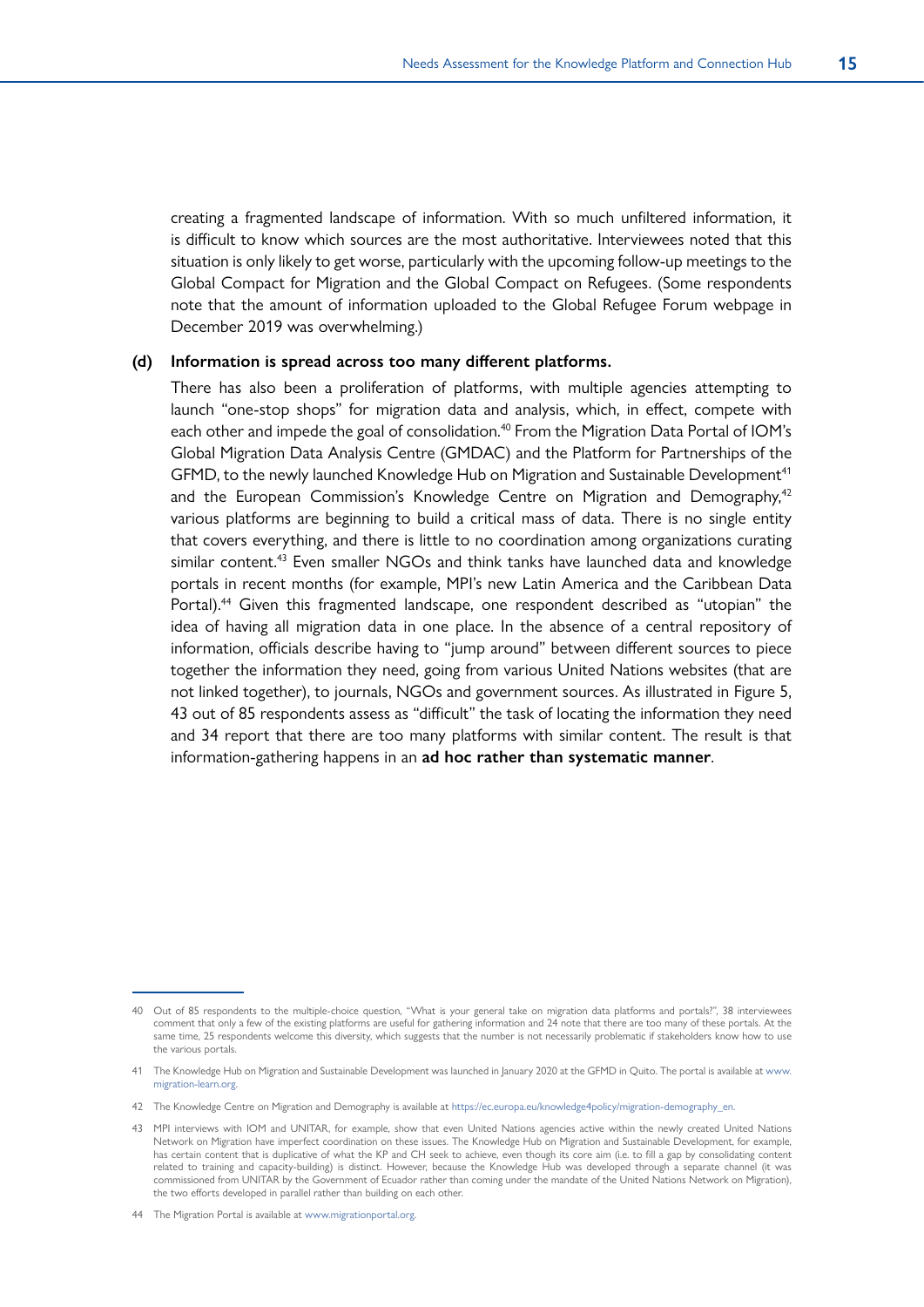creating a fragmented landscape of information. With so much unfiltered information, it is difficult to know which sources are the most authoritative. Interviewees noted that this situation is only likely to get worse, particularly with the upcoming follow-up meetings to the Global Compact for Migration and the Global Compact on Refugees. (Some respondents note that the amount of information uploaded to the Global Refugee Forum webpage in December 2019 was overwhelming.)

**(d) Information is spread across too many different platforms.**

There has also been a proliferation of platforms, with multiple agencies attempting to launch "one-stop shops" for migration data and analysis, which, in effect, compete with each other and impede the goal of consolidation.[40] From the Migration Data Portal of IOM's Global Migration Data Analysis Centre (GMDAC) and the Platform for Partnerships of the GFMD, to the newly launched Knowledge Hub on Migration and Sustainable Development[41] and the European Commission's Knowledge Centre on Migration and Demography,[42] various platforms are beginning to build a critical mass of data. There is no single entity that covers everything, and there is little to no coordination among organizations curating similar content.[43] Even smaller NGOs and think tanks have launched data and knowledge portals in recent months (for example, MPI's new Latin America and the Caribbean Data Portal).[44] Given this fragmented landscape, one respondent described as "utopian" the idea of having all migration data in one place. In the absence of a central repository of information, officials describe having to "jump around" between different sources to piece together the information they need, going from various United Nations websites (that are not linked together), to journals, NGOs and government sources. As illustrated in Figure 5, 43 out of 85 respondents assess as "difficult" the task of locating the information they need and 34 report that there are too many platforms with similar content. The result is that information-gathering happens in an **ad hoc rather than systematic manner**.

---

40 Out of 85 respondents to the multiple-choice question, "What is your general take on migration data platforms and portals?", 38 interviewees comment that only a few of the existing platforms are useful for gathering information and 24 note that there are too many of these portals. At the same time, 25 respondents welcome this diversity, which suggests that the number is not necessarily problematic if stakeholders know how to use the various portals.

41 The Knowledge Hub on Migration and Sustainable Development was launched in January 2020 at the GFMD in Quito. The portal is available at www.migration-learn.org.

42 The Knowledge Centre on Migration and Demography is available at https://ec.europa.eu/knowledge4policy/migration-demography_en.

43 MPI interviews with IOM and UNITAR, for example, show that even United Nations agencies active within the newly created United Nations Network on Migration have imperfect coordination on these issues. The Knowledge Hub on Migration and Sustainable Development, for example, has certain content that is duplicative of what the KP and CH seek to achieve, even though its core aim (i.e. to fill a gap by consolidating content related to training and capacity-building) is distinct. However, because the Knowledge Hub was developed through a separate channel (it was commissioned from UNITAR by the Government of Ecuador rather than coming under the mandate of the United Nations Network on Migration), the two efforts developed in parallel rather than building on each other.

44 The Migration Portal is available at www.migrationportal.org.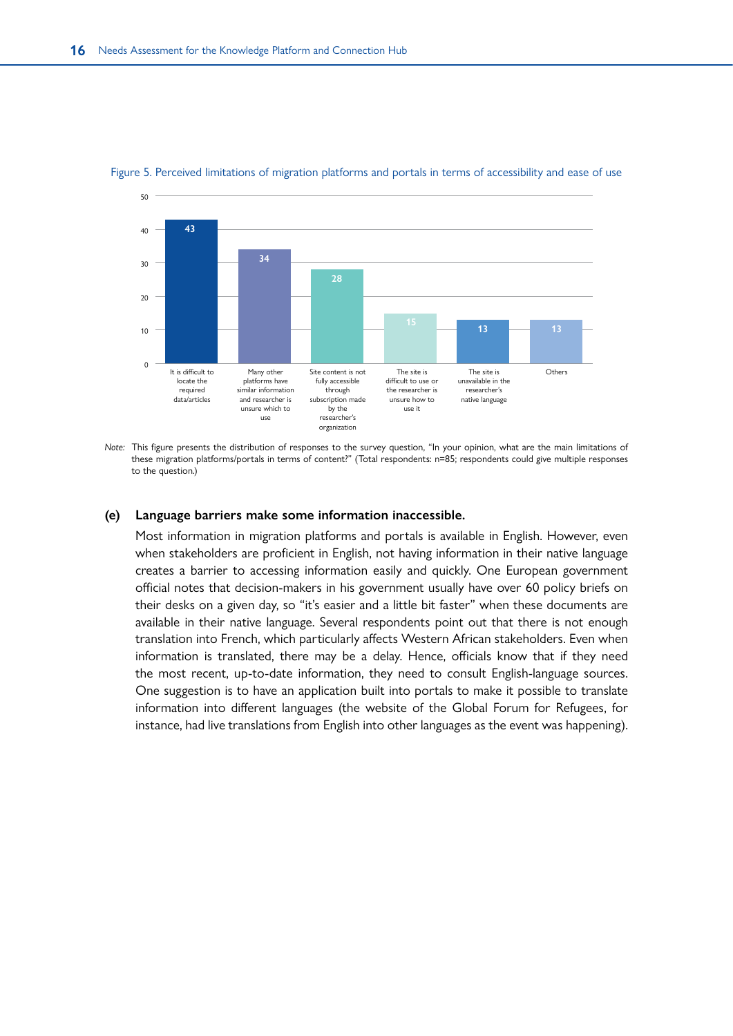Figure 5. Perceived limitations of migration platforms and portals in terms of accessibility and ease of use

| Limitation | Responses |
|---|---|
| It is difficult to locate the required data/articles | 43 |
| Many other platforms have similar information and researcher is unsure which to use | 34 |
| Site content is not fully accessible through subscription made by the researcher's organization | 28 |
| The site is difficult to use or the researcher is unsure how to use it | 15 |
| The site is unavailable in the researcher's native language | 13 |
| Others | 13 |

*Note:* This figure presents the distribution of responses to the survey question, "In your opinion, what are the main limitations of these migration platforms/portals in terms of content?" (Total respondents: n=85; respondents could give multiple responses to the question.)

**(e) Language barriers make some information inaccessible.**

Most information in migration platforms and portals is available in English. However, even when stakeholders are proficient in English, not having information in their native language creates a barrier to accessing information easily and quickly. One European government official notes that decision-makers in his government usually have over 60 policy briefs on their desks on a given day, so "it's easier and a little bit faster" when these documents are available in their native language. Several respondents point out that there is not enough translation into French, which particularly affects Western African stakeholders. Even when information is translated, there may be a delay. Hence, officials know that if they need the most recent, up-to-date information, they need to consult English-language sources. One suggestion is to have an application built into portals to make it possible to translate information into different languages (the website of the Global Forum for Refugees, for instance, had live translations from English into other languages as the event was happening).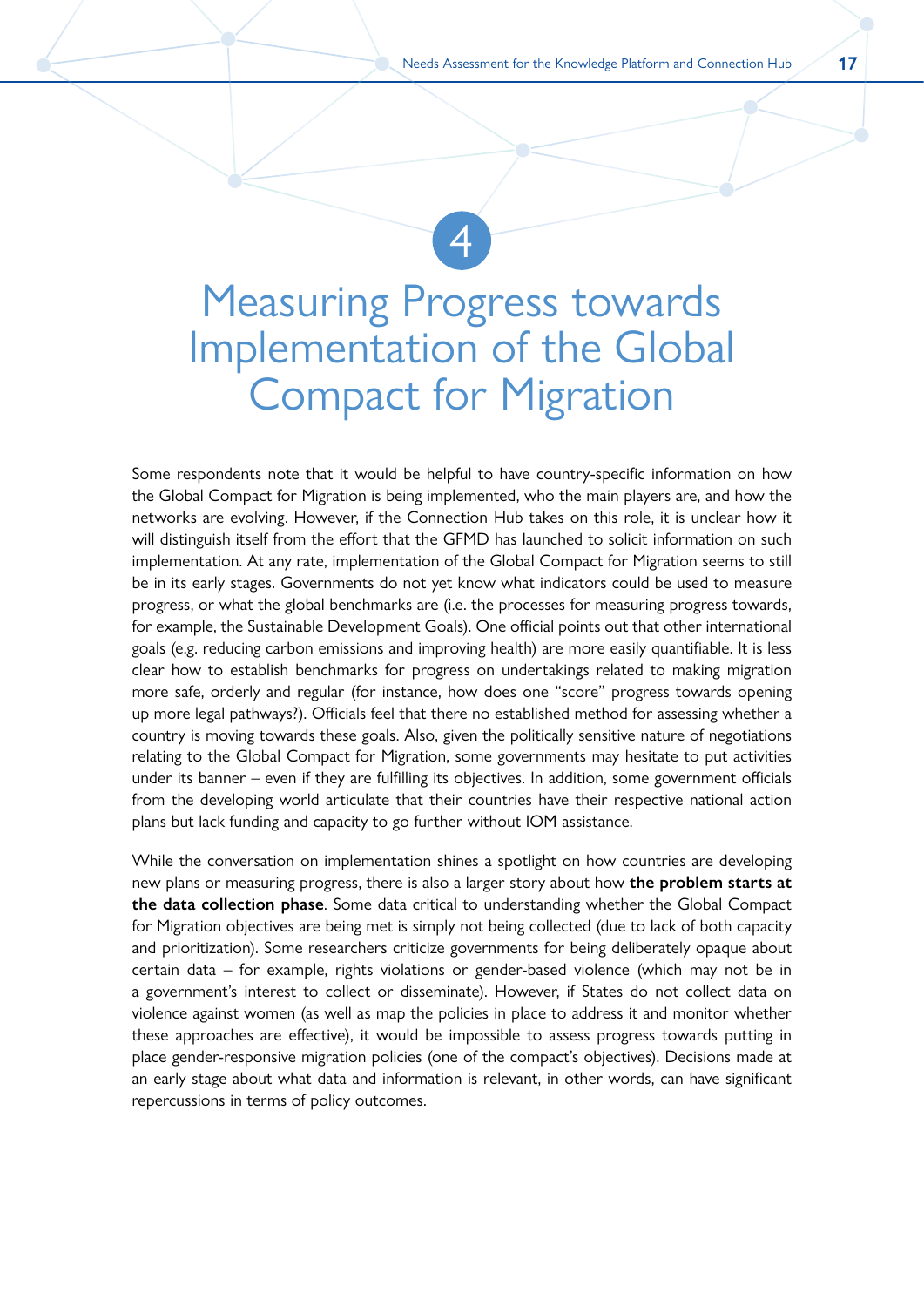# 4 Measuring Progress towards Implementation of the Global Compact for Migration

Some respondents note that it would be helpful to have country-specific information on how the Global Compact for Migration is being implemented, who the main players are, and how the networks are evolving. However, if the Connection Hub takes on this role, it is unclear how it will distinguish itself from the effort that the GFMD has launched to solicit information on such implementation. At any rate, implementation of the Global Compact for Migration seems to still be in its early stages. Governments do not yet know what indicators could be used to measure progress, or what the global benchmarks are (i.e. the processes for measuring progress towards, for example, the Sustainable Development Goals). One official points out that other international goals (e.g. reducing carbon emissions and improving health) are more easily quantifiable. It is less clear how to establish benchmarks for progress on undertakings related to making migration more safe, orderly and regular (for instance, how does one "score" progress towards opening up more legal pathways?). Officials feel that there no established method for assessing whether a country is moving towards these goals. Also, given the politically sensitive nature of negotiations relating to the Global Compact for Migration, some governments may hesitate to put activities under its banner – even if they are fulfilling its objectives. In addition, some government officials from the developing world articulate that their countries have their respective national action plans but lack funding and capacity to go further without IOM assistance.

While the conversation on implementation shines a spotlight on how countries are developing new plans or measuring progress, there is also a larger story about how **the problem starts at the data collection phase**. Some data critical to understanding whether the Global Compact for Migration objectives are being met is simply not being collected (due to lack of both capacity and prioritization). Some researchers criticize governments for being deliberately opaque about certain data – for example, rights violations or gender-based violence (which may not be in a government's interest to collect or disseminate). However, if States do not collect data on violence against women (as well as map the policies in place to address it and monitor whether these approaches are effective), it would be impossible to assess progress towards putting in place gender-responsive migration policies (one of the compact's objectives). Decisions made at an early stage about what data and information is relevant, in other words, can have significant repercussions in terms of policy outcomes.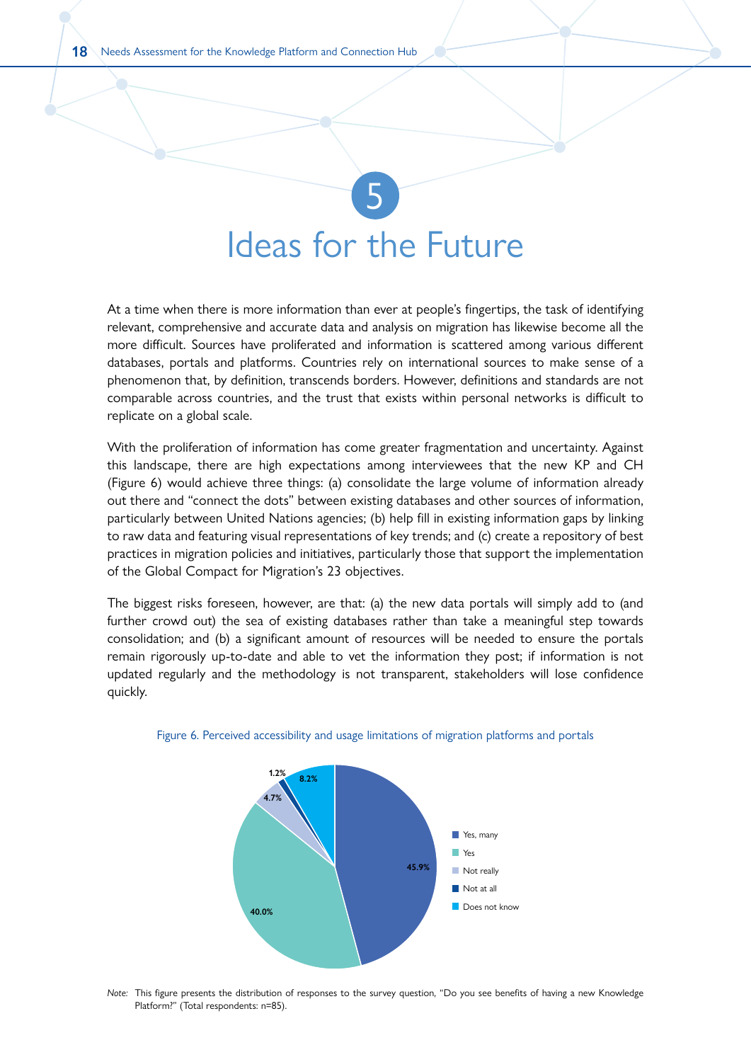# 5 Ideas for the Future

At a time when there is more information than ever at people's fingertips, the task of identifying relevant, comprehensive and accurate data and analysis on migration has likewise become all the more difficult. Sources have proliferated and information is scattered among various different databases, portals and platforms. Countries rely on international sources to make sense of a phenomenon that, by definition, transcends borders. However, definitions and standards are not comparable across countries, and the trust that exists within personal networks is difficult to replicate on a global scale.

With the proliferation of information has come greater fragmentation and uncertainty. Against this landscape, there are high expectations among interviewees that the new KP and CH (Figure 6) would achieve three things: (a) consolidate the large volume of information already out there and "connect the dots" between existing databases and other sources of information, particularly between United Nations agencies; (b) help fill in existing information gaps by linking to raw data and featuring visual representations of key trends; and (c) create a repository of best practices in migration policies and initiatives, particularly those that support the implementation of the Global Compact for Migration's 23 objectives.

The biggest risks foreseen, however, are that: (a) the new data portals will simply add to (and further crowd out) the sea of existing databases rather than take a meaningful step towards consolidation; and (b) a significant amount of resources will be needed to ensure the portals remain rigorously up-to-date and able to vet the information they post; if information is not updated regularly and the methodology is not transparent, stakeholders will lose confidence quickly.

Figure 6. Perceived accessibility and usage limitations of migration platforms and portals

| Response | Share |
|---|---|
| Yes, many | 45.9% |
| Yes | 40.0% |
| Not really | 4.7% |
| Not at all | 1.2% |
| Does not know | 8.2% |

*Note:* This figure presents the distribution of responses to the survey question, "Do you see benefits of having a new Knowledge Platform?" (Total respondents: n=85).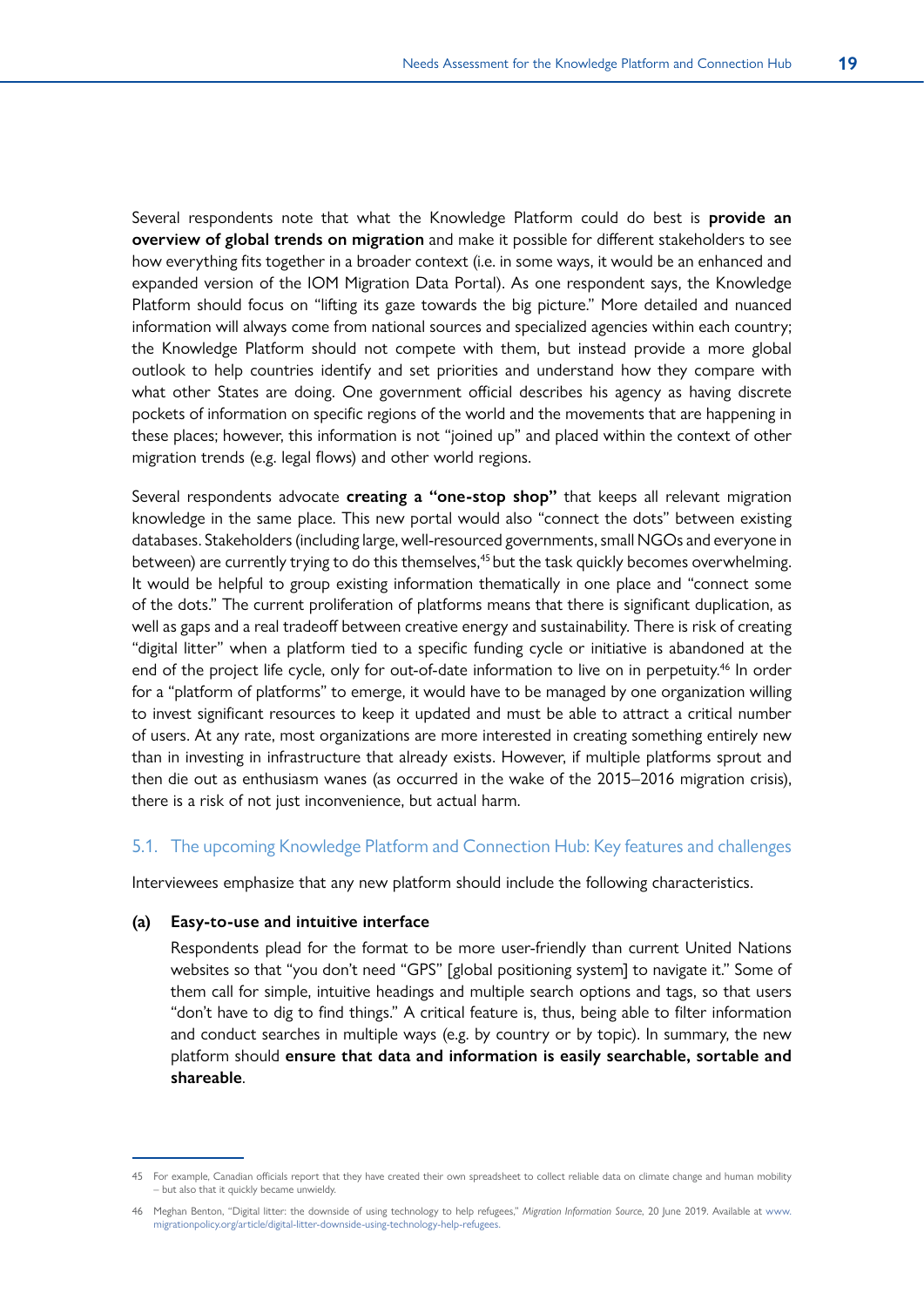Several respondents note that what the Knowledge Platform could do best is **provide an overview of global trends on migration** and make it possible for different stakeholders to see how everything fits together in a broader context (i.e. in some ways, it would be an enhanced and expanded version of the IOM Migration Data Portal). As one respondent says, the Knowledge Platform should focus on "lifting its gaze towards the big picture." More detailed and nuanced information will always come from national sources and specialized agencies within each country; the Knowledge Platform should not compete with them, but instead provide a more global outlook to help countries identify and set priorities and understand how they compare with what other States are doing. One government official describes his agency as having discrete pockets of information on specific regions of the world and the movements that are happening in these places; however, this information is not "joined up" and placed within the context of other migration trends (e.g. legal flows) and other world regions.

Several respondents advocate **creating a "one-stop shop"** that keeps all relevant migration knowledge in the same place. This new portal would also "connect the dots" between existing databases. Stakeholders (including large, well-resourced governments, small NGOs and everyone in between) are currently trying to do this themselves,[45] but the task quickly becomes overwhelming. It would be helpful to group existing information thematically in one place and "connect some of the dots." The current proliferation of platforms means that there is significant duplication, as well as gaps and a real tradeoff between creative energy and sustainability. There is risk of creating "digital litter" when a platform tied to a specific funding cycle or initiative is abandoned at the end of the project life cycle, only for out-of-date information to live on in perpetuity.[46] In order for a "platform of platforms" to emerge, it would have to be managed by one organization willing to invest significant resources to keep it updated and must be able to attract a critical number of users. At any rate, most organizations are more interested in creating something entirely new than in investing in infrastructure that already exists. However, if multiple platforms sprout and then die out as enthusiasm wanes (as occurred in the wake of the 2015–2016 migration crisis), there is a risk of not just inconvenience, but actual harm.

## 5.1. The upcoming Knowledge Platform and Connection Hub: Key features and challenges

Interviewees emphasize that any new platform should include the following characteristics.

**(a) Easy-to-use and intuitive interface**

Respondents plead for the format to be more user-friendly than current United Nations websites so that "you don't need "GPS" [global positioning system] to navigate it." Some of them call for simple, intuitive headings and multiple search options and tags, so that users "don't have to dig to find things." A critical feature is, thus, being able to filter information and conduct searches in multiple ways (e.g. by country or by topic). In summary, the new platform should **ensure that data and information is easily searchable, sortable and shareable**.

---

45 For example, Canadian officials report that they have created their own spreadsheet to collect reliable data on climate change and human mobility – but also that it quickly became unwieldy.

46 Meghan Benton, "Digital litter: the downside of using technology to help refugees," *Migration Information Source*, 20 June 2019. Available at www.migrationpolicy.org/article/digital-litter-downside-using-technology-help-refugees.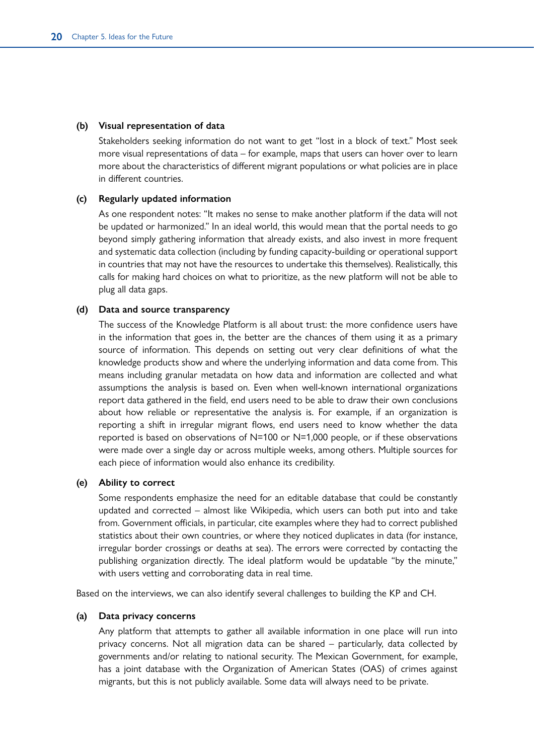**(b) Visual representation of data**

Stakeholders seeking information do not want to get "lost in a block of text." Most seek more visual representations of data – for example, maps that users can hover over to learn more about the characteristics of different migrant populations or what policies are in place in different countries.

**(c) Regularly updated information**

As one respondent notes: "It makes no sense to make another platform if the data will not be updated or harmonized." In an ideal world, this would mean that the portal needs to go beyond simply gathering information that already exists, and also invest in more frequent and systematic data collection (including by funding capacity-building or operational support in countries that may not have the resources to undertake this themselves). Realistically, this calls for making hard choices on what to prioritize, as the new platform will not be able to plug all data gaps.

**(d) Data and source transparency**

The success of the Knowledge Platform is all about trust: the more confidence users have in the information that goes in, the better are the chances of them using it as a primary source of information. This depends on setting out very clear definitions of what the knowledge products show and where the underlying information and data come from. This means including granular metadata on how data and information are collected and what assumptions the analysis is based on. Even when well-known international organizations report data gathered in the field, end users need to be able to draw their own conclusions about how reliable or representative the analysis is. For example, if an organization is reporting a shift in irregular migrant flows, end users need to know whether the data reported is based on observations of N=100 or N=1,000 people, or if these observations were made over a single day or across multiple weeks, among others. Multiple sources for each piece of information would also enhance its credibility.

**(e) Ability to correct**

Some respondents emphasize the need for an editable database that could be constantly updated and corrected – almost like Wikipedia, which users can both put into and take from. Government officials, in particular, cite examples where they had to correct published statistics about their own countries, or where they noticed duplicates in data (for instance, irregular border crossings or deaths at sea). The errors were corrected by contacting the publishing organization directly. The ideal platform would be updatable "by the minute," with users vetting and corroborating data in real time.

Based on the interviews, we can also identify several challenges to building the KP and CH.

**(a) Data privacy concerns**

Any platform that attempts to gather all available information in one place will run into privacy concerns. Not all migration data can be shared – particularly, data collected by governments and/or relating to national security. The Mexican Government, for example, has a joint database with the Organization of American States (OAS) of crimes against migrants, but this is not publicly available. Some data will always need to be private.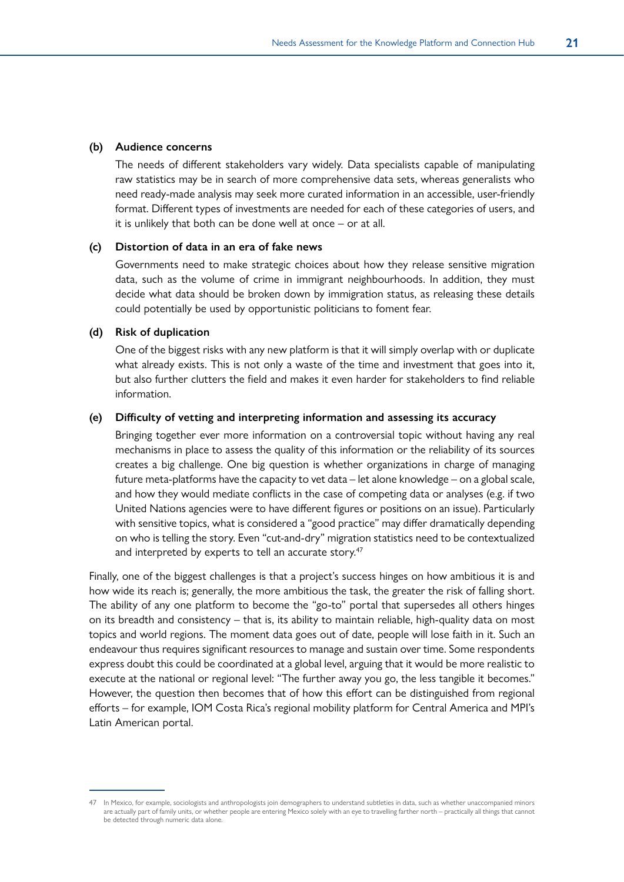**(b) Audience concerns**

The needs of different stakeholders vary widely. Data specialists capable of manipulating raw statistics may be in search of more comprehensive data sets, whereas generalists who need ready-made analysis may seek more curated information in an accessible, user-friendly format. Different types of investments are needed for each of these categories of users, and it is unlikely that both can be done well at once – or at all.

**(c) Distortion of data in an era of fake news**

Governments need to make strategic choices about how they release sensitive migration data, such as the volume of crime in immigrant neighbourhoods. In addition, they must decide what data should be broken down by immigration status, as releasing these details could potentially be used by opportunistic politicians to foment fear.

**(d) Risk of duplication**

One of the biggest risks with any new platform is that it will simply overlap with or duplicate what already exists. This is not only a waste of the time and investment that goes into it, but also further clutters the field and makes it even harder for stakeholders to find reliable information.

**(e) Difficulty of vetting and interpreting information and assessing its accuracy**

Bringing together ever more information on a controversial topic without having any real mechanisms in place to assess the quality of this information or the reliability of its sources creates a big challenge. One big question is whether organizations in charge of managing future meta-platforms have the capacity to vet data – let alone knowledge – on a global scale, and how they would mediate conflicts in the case of competing data or analyses (e.g. if two United Nations agencies were to have different figures or positions on an issue). Particularly with sensitive topics, what is considered a "good practice" may differ dramatically depending on who is telling the story. Even "cut-and-dry" migration statistics need to be contextualized and interpreted by experts to tell an accurate story.[47]

Finally, one of the biggest challenges is that a project's success hinges on how ambitious it is and how wide its reach is; generally, the more ambitious the task, the greater the risk of falling short. The ability of any one platform to become the "go-to" portal that supersedes all others hinges on its breadth and consistency – that is, its ability to maintain reliable, high-quality data on most topics and world regions. The moment data goes out of date, people will lose faith in it. Such an endeavour thus requires significant resources to manage and sustain over time. Some respondents express doubt this could be coordinated at a global level, arguing that it would be more realistic to execute at the national or regional level: "The further away you go, the less tangible it becomes." However, the question then becomes that of how this effort can be distinguished from regional efforts – for example, IOM Costa Rica's regional mobility platform for Central America and MPI's Latin American portal.

---

47 In Mexico, for example, sociologists and anthropologists join demographers to understand subtleties in data, such as whether unaccompanied minors are actually part of family units, or whether people are entering Mexico solely with an eye to travelling farther north – practically all things that cannot be detected through numeric data alone.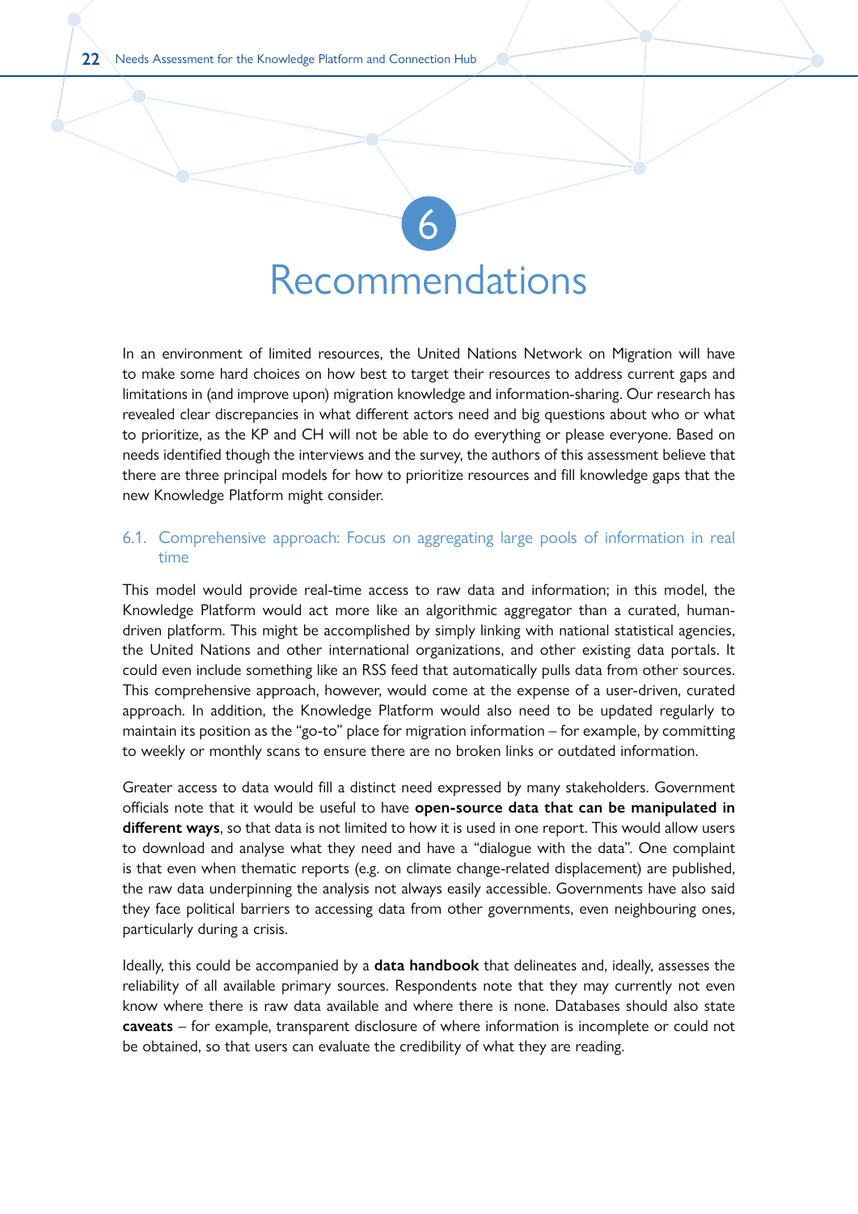# 6 Recommendations

In an environment of limited resources, the United Nations Network on Migration will have to make some hard choices on how best to target their resources to address current gaps and limitations in (and improve upon) migration knowledge and information-sharing. Our research has revealed clear discrepancies in what different actors need and big questions about who or what to prioritize, as the KP and CH will not be able to do everything or please everyone. Based on needs identified though the interviews and the survey, the authors of this assessment believe that there are three principal models for how to prioritize resources and fill knowledge gaps that the new Knowledge Platform might consider.

## 6.1. Comprehensive approach: Focus on aggregating large pools of information in real time

This model would provide real-time access to raw data and information; in this model, the Knowledge Platform would act more like an algorithmic aggregator than a curated, human-driven platform. This might be accomplished by simply linking with national statistical agencies, the United Nations and other international organizations, and other existing data portals. It could even include something like an RSS feed that automatically pulls data from other sources. This comprehensive approach, however, would come at the expense of a user-driven, curated approach. In addition, the Knowledge Platform would also need to be updated regularly to maintain its position as the "go-to" place for migration information – for example, by committing to weekly or monthly scans to ensure there are no broken links or outdated information.

Greater access to data would fill a distinct need expressed by many stakeholders. Government officials note that it would be useful to have **open-source data that can be manipulated in different ways**, so that data is not limited to how it is used in one report. This would allow users to download and analyse what they need and have a "dialogue with the data". One complaint is that even when thematic reports (e.g. on climate change-related displacement) are published, the raw data underpinning the analysis not always easily accessible. Governments have also said they face political barriers to accessing data from other governments, even neighbouring ones, particularly during a crisis.

Ideally, this could be accompanied by a **data handbook** that delineates and, ideally, assesses the reliability of all available primary sources. Respondents note that they may currently not even know where there is raw data available and where there is none. Databases should also state **caveats** – for example, transparent disclosure of where information is incomplete or could not be obtained, so that users can evaluate the credibility of what they are reading.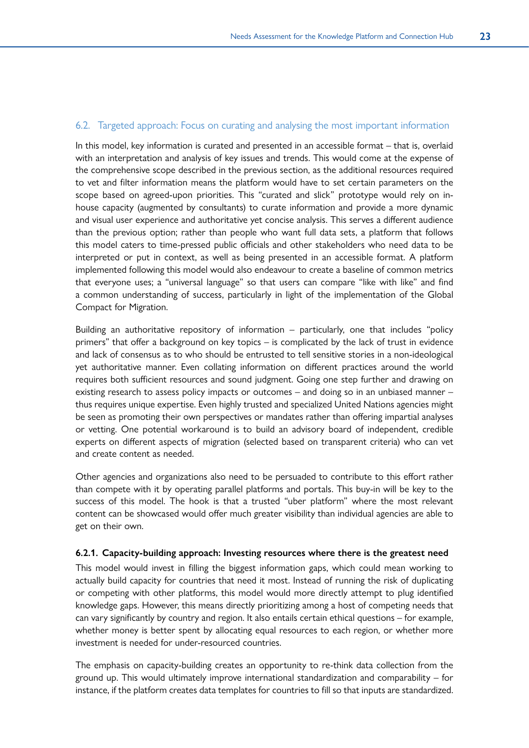### 6.2. Targeted approach: Focus on curating and analysing the most important information

In this model, key information is curated and presented in an accessible format – that is, overlaid with an interpretation and analysis of key issues and trends. This would come at the expense of the comprehensive scope described in the previous section, as the additional resources required to vet and filter information means the platform would have to set certain parameters on the scope based on agreed-upon priorities. This "curated and slick" prototype would rely on in-house capacity (augmented by consultants) to curate information and provide a more dynamic and visual user experience and authoritative yet concise analysis. This serves a different audience than the previous option; rather than people who want full data sets, a platform that follows this model caters to time-pressed public officials and other stakeholders who need data to be interpreted or put in context, as well as being presented in an accessible format. A platform implemented following this model would also endeavour to create a baseline of common metrics that everyone uses; a "universal language" so that users can compare "like with like" and find a common understanding of success, particularly in light of the implementation of the Global Compact for Migration.

Building an authoritative repository of information – particularly, one that includes "policy primers" that offer a background on key topics – is complicated by the lack of trust in evidence and lack of consensus as to who should be entrusted to tell sensitive stories in a non-ideological yet authoritative manner. Even collating information on different practices around the world requires both sufficient resources and sound judgment. Going one step further and drawing on existing research to assess policy impacts or outcomes – and doing so in an unbiased manner – thus requires unique expertise. Even highly trusted and specialized United Nations agencies might be seen as promoting their own perspectives or mandates rather than offering impartial analyses or vetting. One potential workaround is to build an advisory board of independent, credible experts on different aspects of migration (selected based on transparent criteria) who can vet and create content as needed.

Other agencies and organizations also need to be persuaded to contribute to this effort rather than compete with it by operating parallel platforms and portals. This buy-in will be key to the success of this model. The hook is that a trusted "uber platform" where the most relevant content can be showcased would offer much greater visibility than individual agencies are able to get on their own.

#### 6.2.1. Capacity-building approach: Investing resources where there is the greatest need

This model would invest in filling the biggest information gaps, which could mean working to actually build capacity for countries that need it most. Instead of running the risk of duplicating or competing with other platforms, this model would more directly attempt to plug identified knowledge gaps. However, this means directly prioritizing among a host of competing needs that can vary significantly by country and region. It also entails certain ethical questions – for example, whether money is better spent by allocating equal resources to each region, or whether more investment is needed for under-resourced countries.

The emphasis on capacity-building creates an opportunity to re-think data collection from the ground up. This would ultimately improve international standardization and comparability – for instance, if the platform creates data templates for countries to fill so that inputs are standardized.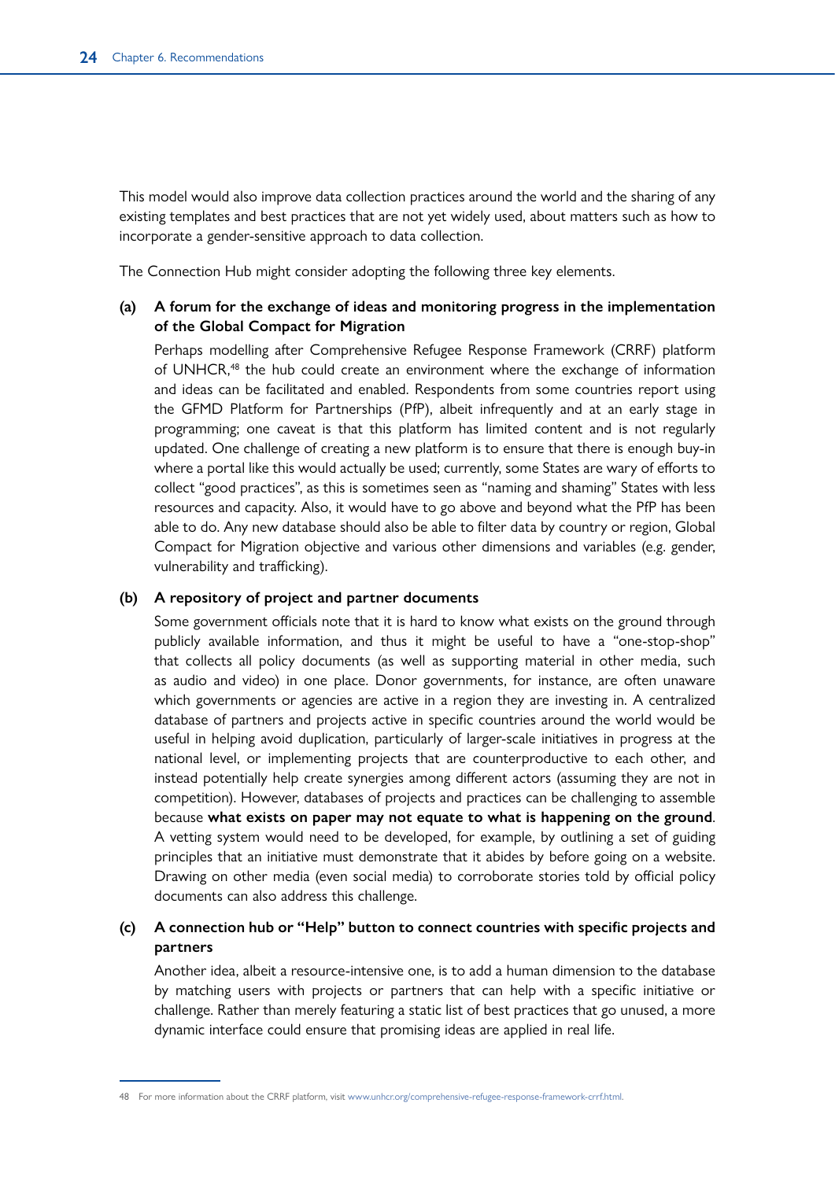This model would also improve data collection practices around the world and the sharing of any existing templates and best practices that are not yet widely used, about matters such as how to incorporate a gender-sensitive approach to data collection.

The Connection Hub might consider adopting the following three key elements.

**(a) A forum for the exchange of ideas and monitoring progress in the implementation of the Global Compact for Migration**

Perhaps modelling after Comprehensive Refugee Response Framework (CRRF) platform of UNHCR,[48] the hub could create an environment where the exchange of information and ideas can be facilitated and enabled. Respondents from some countries report using the GFMD Platform for Partnerships (PfP), albeit infrequently and at an early stage in programming; one caveat is that this platform has limited content and is not regularly updated. One challenge of creating a new platform is to ensure that there is enough buy-in where a portal like this would actually be used; currently, some States are wary of efforts to collect "good practices", as this is sometimes seen as "naming and shaming" States with less resources and capacity. Also, it would have to go above and beyond what the PfP has been able to do. Any new database should also be able to filter data by country or region, Global Compact for Migration objective and various other dimensions and variables (e.g. gender, vulnerability and trafficking).

**(b) A repository of project and partner documents**

Some government officials note that it is hard to know what exists on the ground through publicly available information, and thus it might be useful to have a "one-stop-shop" that collects all policy documents (as well as supporting material in other media, such as audio and video) in one place. Donor governments, for instance, are often unaware which governments or agencies are active in a region they are investing in. A centralized database of partners and projects active in specific countries around the world would be useful in helping avoid duplication, particularly of larger-scale initiatives in progress at the national level, or implementing projects that are counterproductive to each other, and instead potentially help create synergies among different actors (assuming they are not in competition). However, databases of projects and practices can be challenging to assemble because **what exists on paper may not equate to what is happening on the ground**. A vetting system would need to be developed, for example, by outlining a set of guiding principles that an initiative must demonstrate that it abides by before going on a website. Drawing on other media (even social media) to corroborate stories told by official policy documents can also address this challenge.

**(c) A connection hub or "Help" button to connect countries with specific projects and partners**

Another idea, albeit a resource-intensive one, is to add a human dimension to the database by matching users with projects or partners that can help with a specific initiative or challenge. Rather than merely featuring a static list of best practices that go unused, a more dynamic interface could ensure that promising ideas are applied in real life.

---

48 For more information about the CRRF platform, visit www.unhcr.org/comprehensive-refugee-response-framework-crrf.html.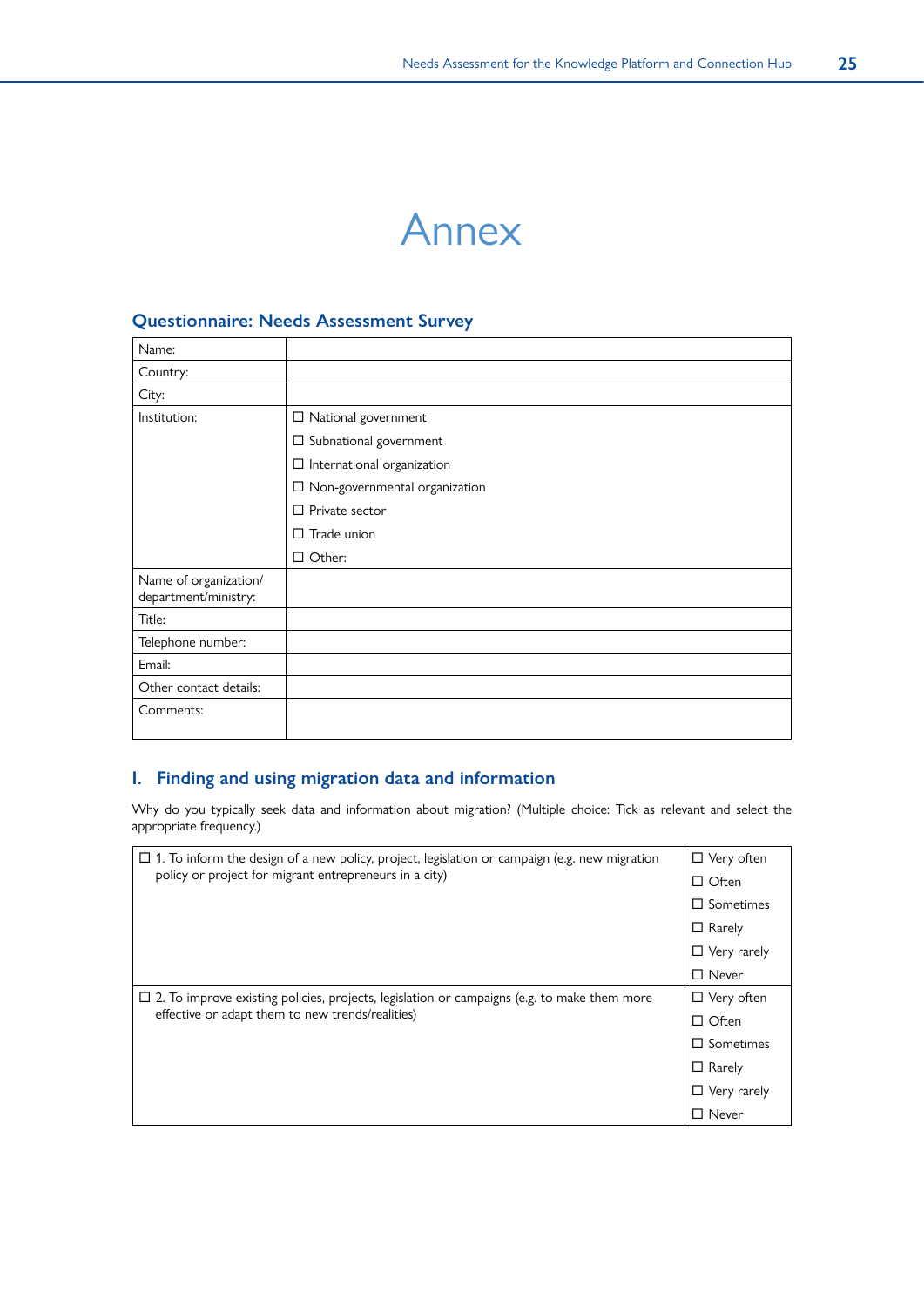# Annex

## Questionnaire: Needs Assessment Survey

| | |
|---|---|
| Name: | |
| Country: | |
| City: | |
| Institution: | ☐ National government<br>☐ Subnational government<br>☐ International organization<br>☐ Non-governmental organization<br>☐ Private sector<br>☐ Trade union<br>☐ Other: |
| Name of organization/ department/ministry: | |
| Title: | |
| Telephone number: | |
| Email: | |
| Other contact details: | |
| Comments: | |

## I. Finding and using migration data and information

Why do you typically seek data and information about migration? (Multiple choice: Tick as relevant and select the appropriate frequency.)

| | |
|---|---|
| ☐ 1. To inform the design of a new policy, project, legislation or campaign (e.g. new migration policy or project for migrant entrepreneurs in a city) | ☐ Very often<br>☐ Often<br>☐ Sometimes<br>☐ Rarely<br>☐ Very rarely<br>☐ Never |
| ☐ 2. To improve existing policies, projects, legislation or campaigns (e.g. to make them more effective or adapt them to new trends/realities) | ☐ Very often<br>☐ Often<br>☐ Sometimes<br>☐ Rarely<br>☐ Very rarely<br>☐ Never |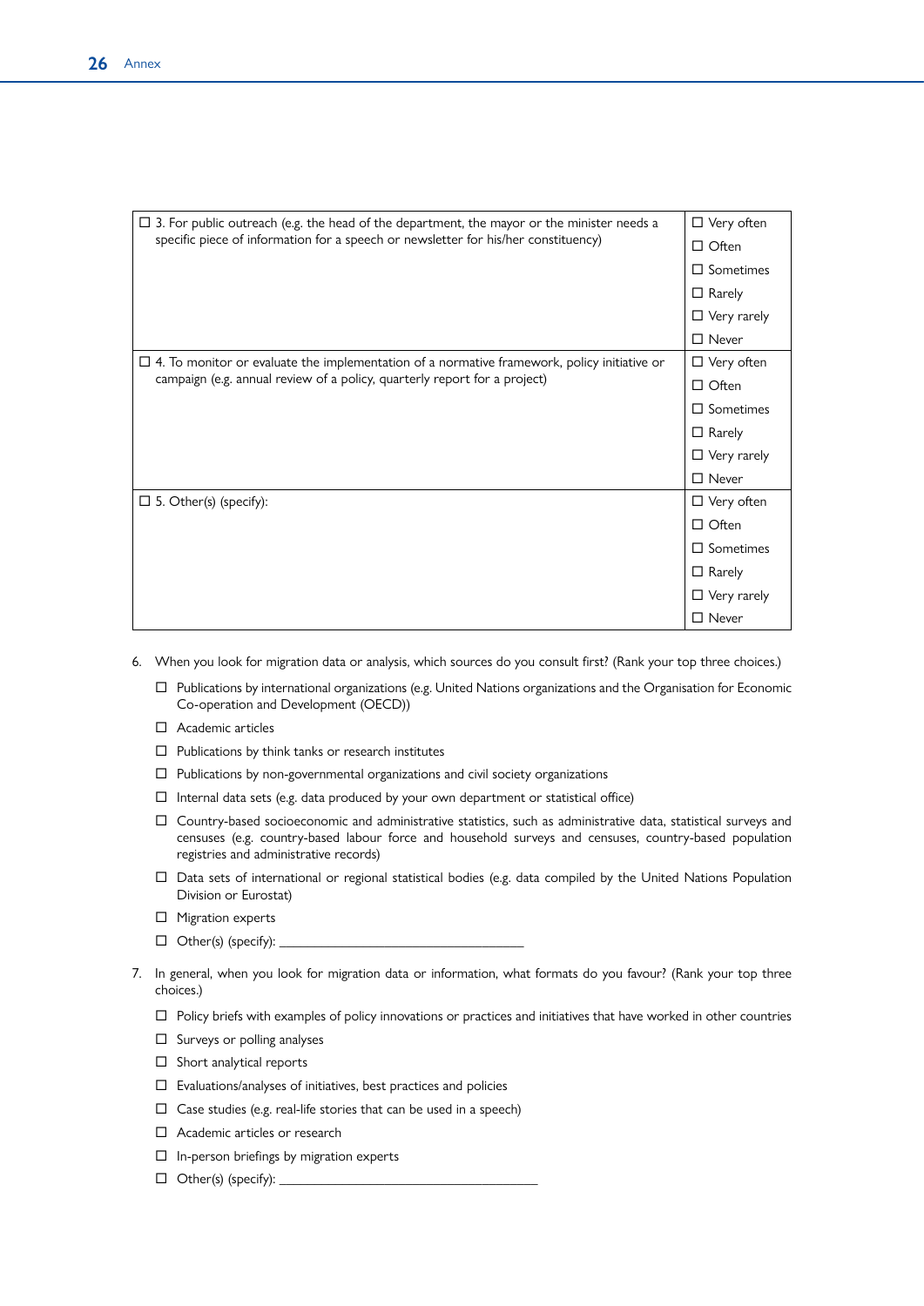| | |
|---|---|
| ☐ 3. For public outreach (e.g. the head of the department, the mayor or the minister needs a specific piece of information for a speech or newsletter for his/her constituency) | ☐ Very often<br>☐ Often<br>☐ Sometimes<br>☐ Rarely<br>☐ Very rarely<br>☐ Never |
| ☐ 4. To monitor or evaluate the implementation of a normative framework, policy initiative or campaign (e.g. annual review of a policy, quarterly report for a project) | ☐ Very often<br>☐ Often<br>☐ Sometimes<br>☐ Rarely<br>☐ Very rarely<br>☐ Never |
| ☐ 5. Other(s) (specify): | ☐ Very often<br>☐ Often<br>☐ Sometimes<br>☐ Rarely<br>☐ Very rarely<br>☐ Never |

6. When you look for migration data or analysis, which sources do you consult first? (Rank your top three choices.)

   ☐ Publications by international organizations (e.g. United Nations organizations and the Organisation for Economic Co-operation and Development (OECD))

   ☐ Academic articles

   ☐ Publications by think tanks or research institutes

   ☐ Publications by non-governmental organizations and civil society organizations

   ☐ Internal data sets (e.g. data produced by your own department or statistical office)

   ☐ Country-based socioeconomic and administrative statistics, such as administrative data, statistical surveys and censuses (e.g. country-based labour force and household surveys and censuses, country-based population registries and administrative records)

   ☐ Data sets of international or regional statistical bodies (e.g. data compiled by the United Nations Population Division or Eurostat)

   ☐ Migration experts

   ☐ Other(s) (specify): ___________________________________

7. In general, when you look for migration data or information, what formats do you favour? (Rank your top three choices.)

   ☐ Policy briefs with examples of policy innovations or practices and initiatives that have worked in other countries

   ☐ Surveys or polling analyses

   ☐ Short analytical reports

   ☐ Evaluations/analyses of initiatives, best practices and policies

   ☐ Case studies (e.g. real-life stories that can be used in a speech)

   ☐ Academic articles or research

   ☐ In-person briefings by migration experts

   ☐ Other(s) (specify): ___________________________________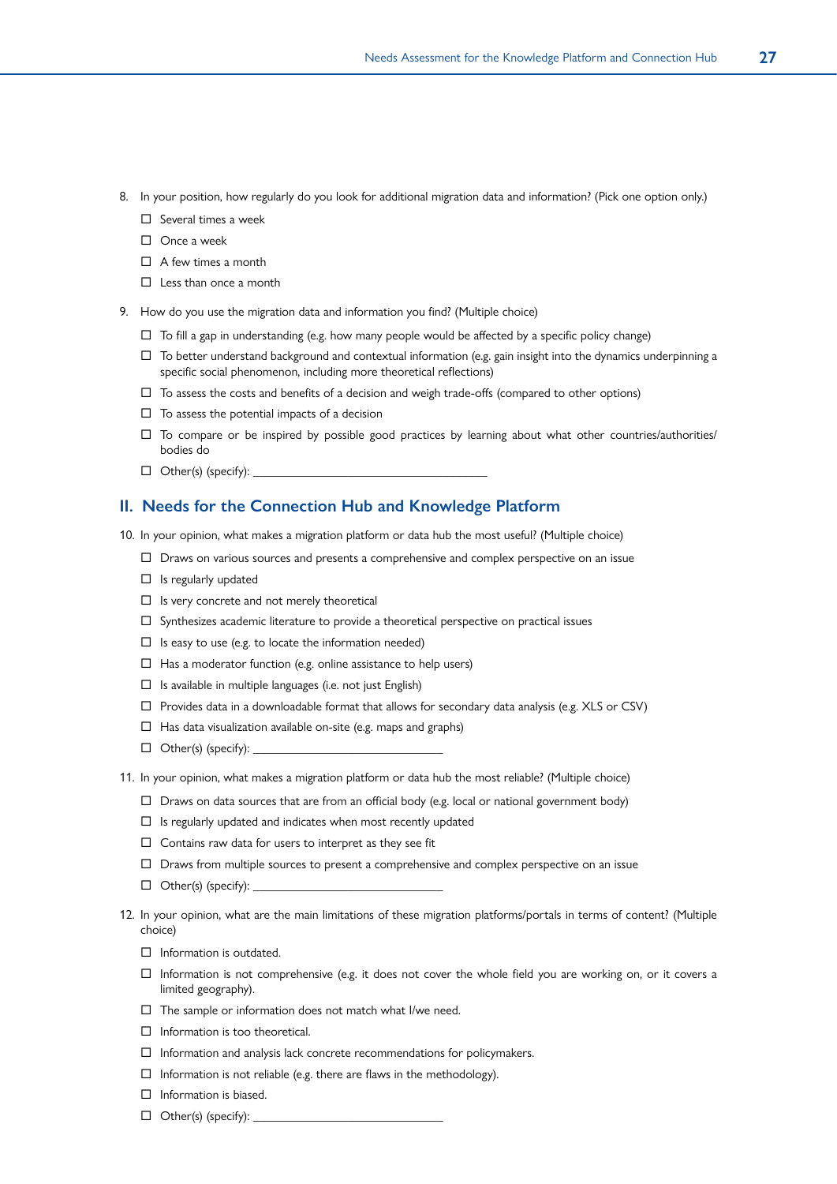8. In your position, how regularly do you look for additional migration data and information? (Pick one option only.)
   - ☐ Several times a week
   - ☐ Once a week
   - ☐ A few times a month
   - ☐ Less than once a month

9. How do you use the migration data and information you find? (Multiple choice)
   - ☐ To fill a gap in understanding (e.g. how many people would be affected by a specific policy change)
   - ☐ To better understand background and contextual information (e.g. gain insight into the dynamics underpinning a specific social phenomenon, including more theoretical reflections)
   - ☐ To assess the costs and benefits of a decision and weigh trade-offs (compared to other options)
   - ☐ To assess the potential impacts of a decision
   - ☐ To compare or be inspired by possible good practices by learning about what other countries/authorities/bodies do
   - ☐ Other(s) (specify): ___________________________

## II. Needs for the Connection Hub and Knowledge Platform

10. In your opinion, what makes a migration platform or data hub the most useful? (Multiple choice)
    - ☐ Draws on various sources and presents a comprehensive and complex perspective on an issue
    - ☐ Is regularly updated
    - ☐ Is very concrete and not merely theoretical
    - ☐ Synthesizes academic literature to provide a theoretical perspective on practical issues
    - ☐ Is easy to use (e.g. to locate the information needed)
    - ☐ Has a moderator function (e.g. online assistance to help users)
    - ☐ Is available in multiple languages (i.e. not just English)
    - ☐ Provides data in a downloadable format that allows for secondary data analysis (e.g. XLS or CSV)
    - ☐ Has data visualization available on-site (e.g. maps and graphs)
    - ☐ Other(s) (specify): ______________________

11. In your opinion, what makes a migration platform or data hub the most reliable? (Multiple choice)
    - ☐ Draws on data sources that are from an official body (e.g. local or national government body)
    - ☐ Is regularly updated and indicates when most recently updated
    - ☐ Contains raw data for users to interpret as they see fit
    - ☐ Draws from multiple sources to present a comprehensive and complex perspective on an issue
    - ☐ Other(s) (specify): ______________________

12. In your opinion, what are the main limitations of these migration platforms/portals in terms of content? (Multiple choice)
    - ☐ Information is outdated.
    - ☐ Information is not comprehensive (e.g. it does not cover the whole field you are working on, or it covers a limited geography).
    - ☐ The sample or information does not match what I/we need.
    - ☐ Information is too theoretical.
    - ☐ Information and analysis lack concrete recommendations for policymakers.
    - ☐ Information is not reliable (e.g. there are flaws in the methodology).
    - ☐ Information is biased.
    - ☐ Other(s) (specify): ______________________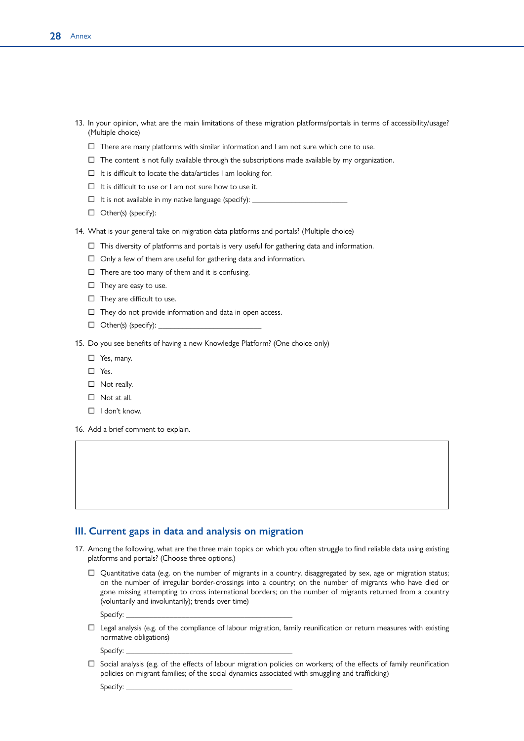13. In your opinion, what are the main limitations of these migration platforms/portals in terms of accessibility/usage? (Multiple choice)

    - ☐ There are many platforms with similar information and I am not sure which one to use.
    - ☐ The content is not fully available through the subscriptions made available by my organization.
    - ☐ It is difficult to locate the data/articles I am looking for.
    - ☐ It is difficult to use or I am not sure how to use it.
    - ☐ It is not available in my native language (specify): ________________________
    - ☐ Other(s) (specify):

14. What is your general take on migration data platforms and portals? (Multiple choice)

    - ☐ This diversity of platforms and portals is very useful for gathering data and information.
    - ☐ Only a few of them are useful for gathering data and information.
    - ☐ There are too many of them and it is confusing.
    - ☐ They are easy to use.
    - ☐ They are difficult to use.
    - ☐ They do not provide information and data in open access.
    - ☐ Other(s) (specify): __________________________

15. Do you see benefits of having a new Knowledge Platform? (One choice only)

    - ☐ Yes, many.
    - ☐ Yes.
    - ☐ Not really.
    - ☐ Not at all.
    - ☐ I don't know.

16. Add a brief comment to explain.

|  |
|---|
|  |

## III. Current gaps in data and analysis on migration

17. Among the following, what are the three main topics on which you often struggle to find reliable data using existing platforms and portals? (Choose three options.)

    - ☐ Quantitative data (e.g. on the number of migrants in a country, disaggregated by sex, age or migration status; on the number of irregular border-crossings into a country; on the number of migrants who have died or gone missing attempting to cross international borders; on the number of migrants returned from a country (voluntarily and involuntarily); trends over time)

      Specify: ___________________________________________

    - ☐ Legal analysis (e.g. of the compliance of labour migration, family reunification or return measures with existing normative obligations)

      Specify: ___________________________________________

    - ☐ Social analysis (e.g. of the effects of labour migration policies on workers; of the effects of family reunification policies on migrant families; of the social dynamics associated with smuggling and trafficking)

      Specify: ___________________________________________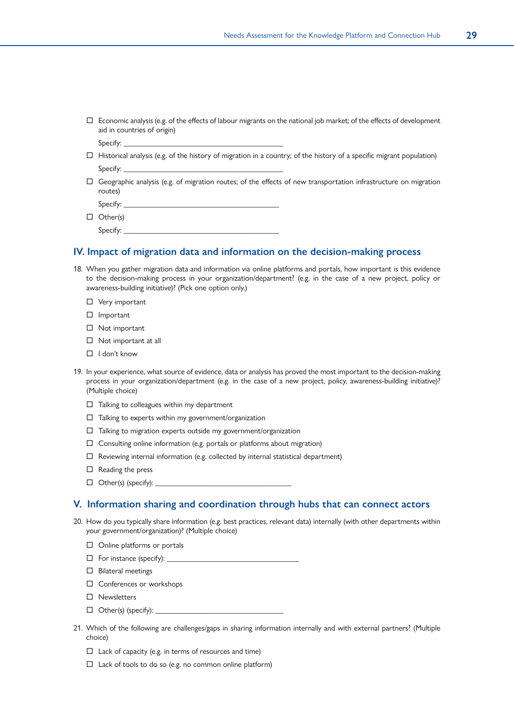- ☐ Economic analysis (e.g. of the effects of labour migrants on the national job market; of the effects of development aid in countries of origin)

  Specify: ________________________________________

- ☐ Historical analysis (e.g. of the history of migration in a country; of the history of a specific migrant population)

  Specify: ________________________________________

- ☐ Geographic analysis (e.g. of migration routes; of the effects of new transportation infrastructure on migration routes)

  Specify: ________________________________________

- ☐ Other(s)

  Specify: ________________________________________

## IV. Impact of migration data and information on the decision-making process

18. When you gather migration data and information via online platforms and portals, how important is this evidence to the decision-making process in your organization/department? (e.g. in the case of a new project, policy or awareness-building initiative)? (Pick one option only.)

    - ☐ Very important
    - ☐ Important
    - ☐ Not important
    - ☐ Not important at all
    - ☐ I don't know

19. In your experience, what source of evidence, data or analysis has proved the most important to the decision-making process in your organization/department (e.g. in the case of a new project, policy, awareness-building initiative)? (Multiple choice)

    - ☐ Talking to colleagues within my department
    - ☐ Talking to experts within my government/organization
    - ☐ Talking to migration experts outside my government/organization
    - ☐ Consulting online information (e.g. portals or platforms about migration)
    - ☐ Reviewing internal information (e.g. collected by internal statistical department)
    - ☐ Reading the press
    - ☐ Other(s) (specify): ________________________________

## V. Information sharing and coordination through hubs that can connect actors

20. How do you typically share information (e.g. best practices, relevant data) internally (with other departments within your government/organization)? (Multiple choice)

    - ☐ Online platforms or portals
    - ☐ For instance (specify): ________________________________
    - ☐ Bilateral meetings
    - ☐ Conferences or workshops
    - ☐ Newsletters
    - ☐ Other(s) (specify): ________________________________

21. Which of the following are challenges/gaps in sharing information internally and with external partners? (Multiple choice)

    - ☐ Lack of capacity (e.g. in terms of resources and time)
    - ☐ Lack of tools to do so (e.g. no common online platform)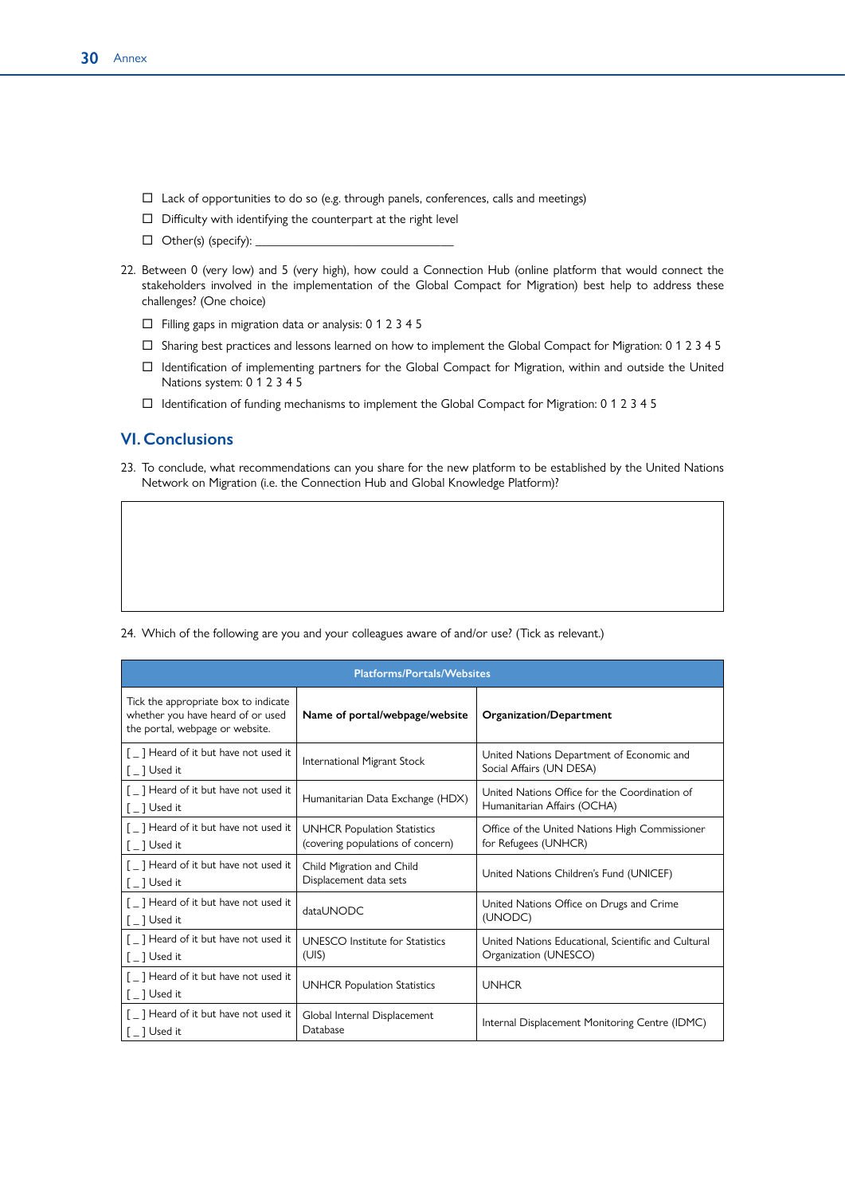- ☐ Lack of opportunities to do so (e.g. through panels, conferences, calls and meetings)
- ☐ Difficulty with identifying the counterpart at the right level
- ☐ Other(s) (specify): ______________________________

22. Between 0 (very low) and 5 (very high), how could a Connection Hub (online platform that would connect the stakeholders involved in the implementation of the Global Compact for Migration) best help to address these challenges? (One choice)

- ☐ Filling gaps in migration data or analysis: 0 1 2 3 4 5
- ☐ Sharing best practices and lessons learned on how to implement the Global Compact for Migration: 0 1 2 3 4 5
- ☐ Identification of implementing partners for the Global Compact for Migration, within and outside the United Nations system: 0 1 2 3 4 5
- ☐ Identification of funding mechanisms to implement the Global Compact for Migration: 0 1 2 3 4 5

## VI. Conclusions

23. To conclude, what recommendations can you share for the new platform to be established by the United Nations Network on Migration (i.e. the Connection Hub and Global Knowledge Platform)?

| |
|---|
| |

24. Which of the following are you and your colleagues aware of and/or use? (Tick as relevant.)

| Platforms/Portals/Websites | | |
|---|---|---|
| Tick the appropriate box to indicate whether you have heard of or used the portal, webpage or website. | **Name of portal/webpage/website** | **Organization/Department** |
| [ _ ] Heard of it but have not used it<br>[ _ ] Used it | International Migrant Stock | United Nations Department of Economic and Social Affairs (UN DESA) |
| [ _ ] Heard of it but have not used it<br>[ _ ] Used it | Humanitarian Data Exchange (HDX) | United Nations Office for the Coordination of Humanitarian Affairs (OCHA) |
| [ _ ] Heard of it but have not used it<br>[ _ ] Used it | UNHCR Population Statistics (covering populations of concern) | Office of the United Nations High Commissioner for Refugees (UNHCR) |
| [ _ ] Heard of it but have not used it<br>[ _ ] Used it | Child Migration and Child Displacement data sets | United Nations Children's Fund (UNICEF) |
| [ _ ] Heard of it but have not used it<br>[ _ ] Used it | dataUNODC | United Nations Office on Drugs and Crime (UNODC) |
| [ _ ] Heard of it but have not used it<br>[ _ ] Used it | UNESCO Institute for Statistics (UIS) | United Nations Educational, Scientific and Cultural Organization (UNESCO) |
| [ _ ] Heard of it but have not used it<br>[ _ ] Used it | UNHCR Population Statistics | UNHCR |
| [ _ ] Heard of it but have not used it<br>[ _ ] Used it | Global Internal Displacement Database | Internal Displacement Monitoring Centre (IDMC) |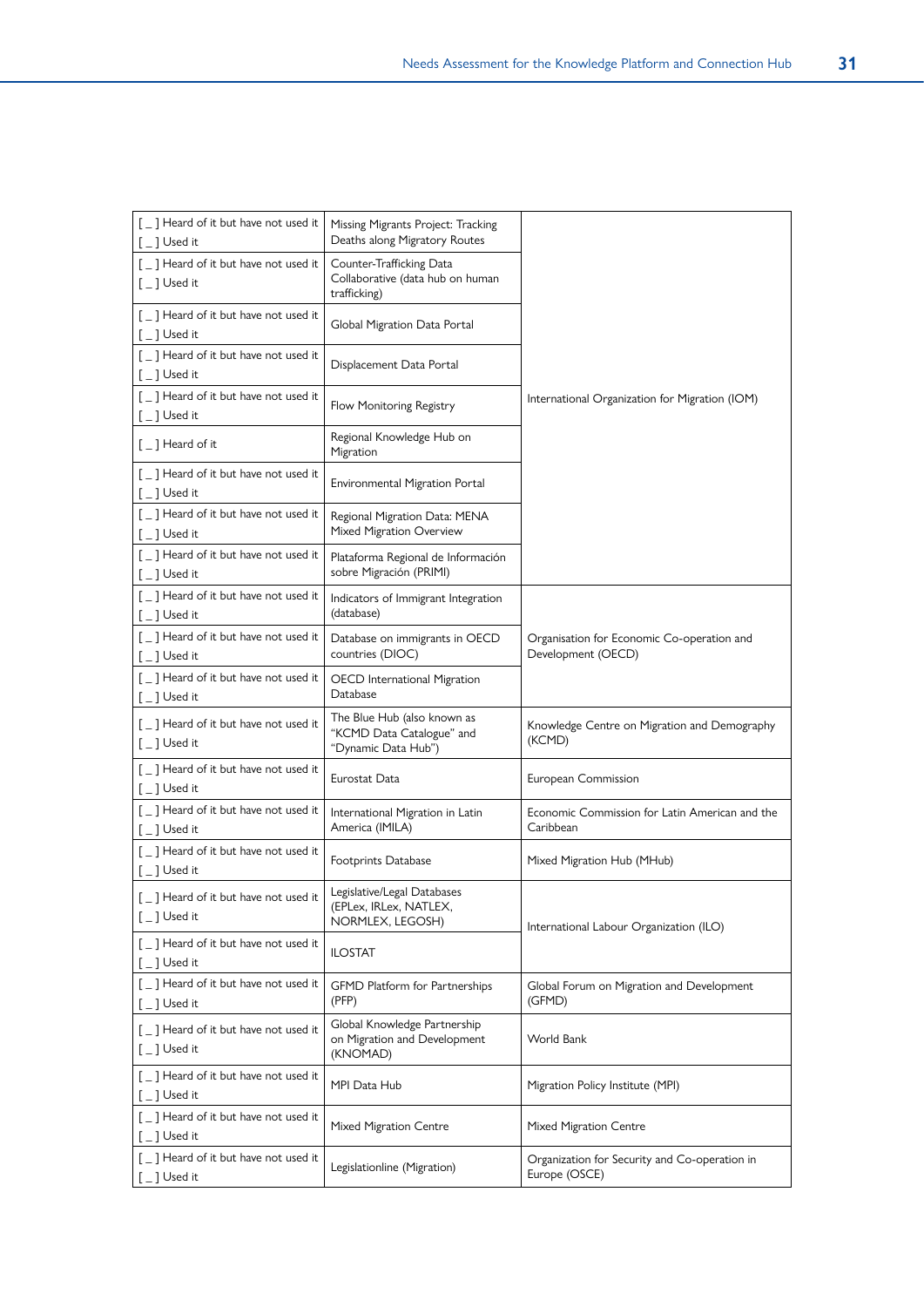| | | |
|---|---|---|
| [ _ ] Heard of it but have not used it<br>[ _ ] Used it | Missing Migrants Project: Tracking Deaths along Migratory Routes | International Organization for Migration (IOM) |
| [ _ ] Heard of it but have not used it<br>[ _ ] Used it | Counter-Trafficking Data Collaborative (data hub on human trafficking) | |
| [ _ ] Heard of it but have not used it<br>[ _ ] Used it | Global Migration Data Portal | |
| [ _ ] Heard of it but have not used it<br>[ _ ] Used it | Displacement Data Portal | |
| [ _ ] Heard of it but have not used it<br>[ _ ] Used it | Flow Monitoring Registry | |
| [ _ ] Heard of it | Regional Knowledge Hub on Migration | |
| [ _ ] Heard of it but have not used it<br>[ _ ] Used it | Environmental Migration Portal | |
| [ _ ] Heard of it but have not used it<br>[ _ ] Used it | Regional Migration Data: MENA Mixed Migration Overview | |
| [ _ ] Heard of it but have not used it<br>[ _ ] Used it | Plataforma Regional de Información sobre Migración (PRIMI) | |
| [ _ ] Heard of it but have not used it<br>[ _ ] Used it | Indicators of Immigrant Integration (database) | Organisation for Economic Co-operation and Development (OECD) |
| [ _ ] Heard of it but have not used it<br>[ _ ] Used it | Database on immigrants in OECD countries (DIOC) | |
| [ _ ] Heard of it but have not used it<br>[ _ ] Used it | OECD International Migration Database | |
| [ _ ] Heard of it but have not used it<br>[ _ ] Used it | The Blue Hub (also known as "KCMD Data Catalogue" and "Dynamic Data Hub") | Knowledge Centre on Migration and Demography (KCMD) |
| [ _ ] Heard of it but have not used it<br>[ _ ] Used it | Eurostat Data | European Commission |
| [ _ ] Heard of it but have not used it<br>[ _ ] Used it | International Migration in Latin America (IMILA) | Economic Commission for Latin American and the Caribbean |
| [ _ ] Heard of it but have not used it<br>[ _ ] Used it | Footprints Database | Mixed Migration Hub (MHub) |
| [ _ ] Heard of it but have not used it<br>[ _ ] Used it | Legislative/Legal Databases (EPLex, IRLex, NATLEX, NORMLEX, LEGOSH) | International Labour Organization (ILO) |
| [ _ ] Heard of it but have not used it<br>[ _ ] Used it | ILOSTAT | |
| [ _ ] Heard of it but have not used it<br>[ _ ] Used it | GFMD Platform for Partnerships (PFP) | Global Forum on Migration and Development (GFMD) |
| [ _ ] Heard of it but have not used it<br>[ _ ] Used it | Global Knowledge Partnership on Migration and Development (KNOMAD) | World Bank |
| [ _ ] Heard of it but have not used it<br>[ _ ] Used it | MPI Data Hub | Migration Policy Institute (MPI) |
| [ _ ] Heard of it but have not used it<br>[ _ ] Used it | Mixed Migration Centre | Mixed Migration Centre |
| [ _ ] Heard of it but have not used it<br>[ _ ] Used it | Legislationline (Migration) | Organization for Security and Co-operation in Europe (OSCE) |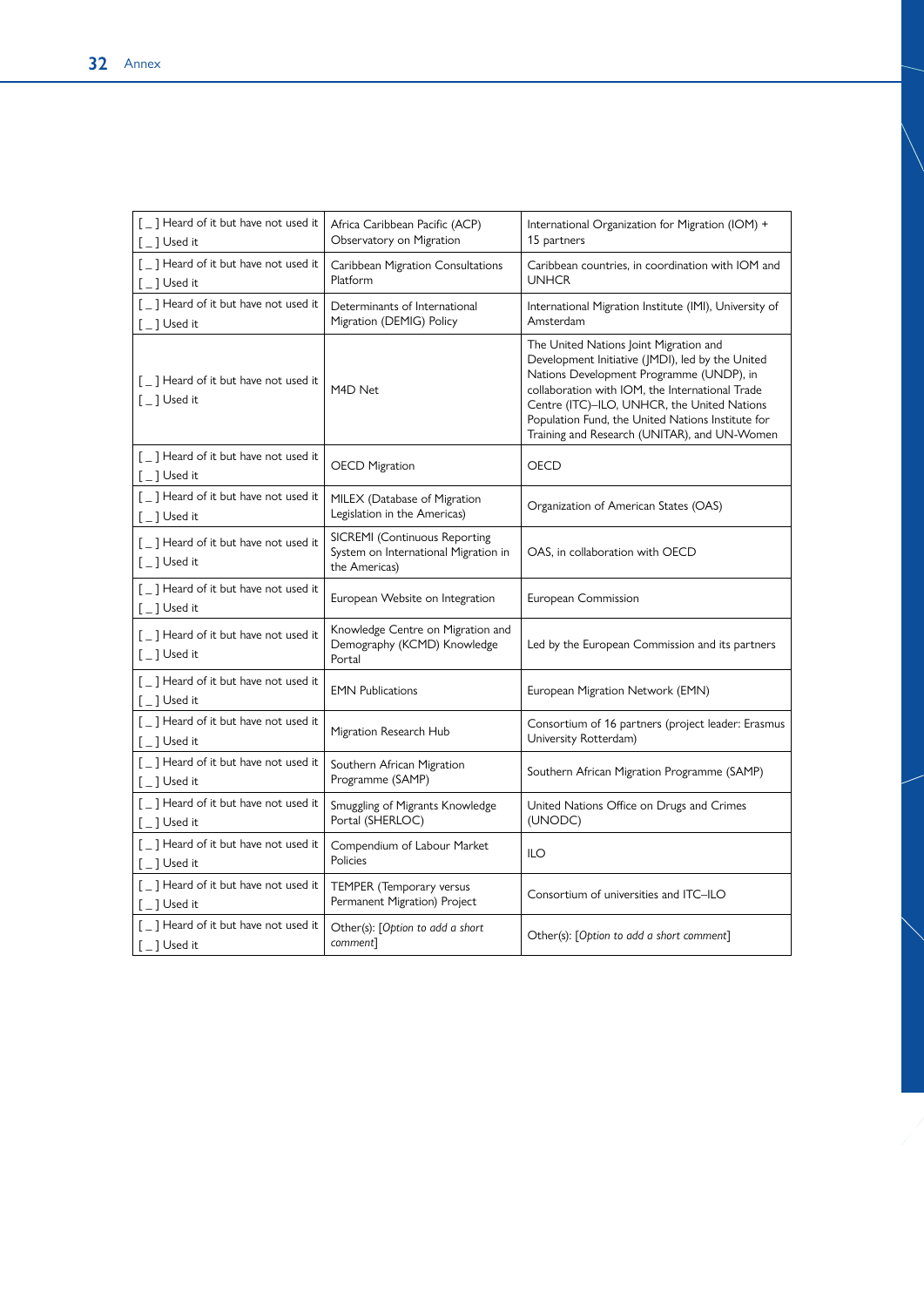| | | |
|---|---|---|
| [ _ ] Heard of it but have not used it<br>[ _ ] Used it | Africa Caribbean Pacific (ACP) Observatory on Migration | International Organization for Migration (IOM) + 15 partners |
| [ _ ] Heard of it but have not used it<br>[ _ ] Used it | Caribbean Migration Consultations Platform | Caribbean countries, in coordination with IOM and UNHCR |
| [ _ ] Heard of it but have not used it<br>[ _ ] Used it | Determinants of International Migration (DEMIG) Policy | International Migration Institute (IMI), University of Amsterdam |
| [ _ ] Heard of it but have not used it<br>[ _ ] Used it | M4D Net | The United Nations Joint Migration and Development Initiative (JMDI), led by the United Nations Development Programme (UNDP), in collaboration with IOM, the International Trade Centre (ITC)–ILO, UNHCR, the United Nations Population Fund, the United Nations Institute for Training and Research (UNITAR), and UN-Women |
| [ _ ] Heard of it but have not used it<br>[ _ ] Used it | OECD Migration | OECD |
| [ _ ] Heard of it but have not used it<br>[ _ ] Used it | MILEX (Database of Migration Legislation in the Americas) | Organization of American States (OAS) |
| [ _ ] Heard of it but have not used it<br>[ _ ] Used it | SICREMI (Continuous Reporting System on International Migration in the Americas) | OAS, in collaboration with OECD |
| [ _ ] Heard of it but have not used it<br>[ _ ] Used it | European Website on Integration | European Commission |
| [ _ ] Heard of it but have not used it<br>[ _ ] Used it | Knowledge Centre on Migration and Demography (KCMD) Knowledge Portal | Led by the European Commission and its partners |
| [ _ ] Heard of it but have not used it<br>[ _ ] Used it | EMN Publications | European Migration Network (EMN) |
| [ _ ] Heard of it but have not used it<br>[ _ ] Used it | Migration Research Hub | Consortium of 16 partners (project leader: Erasmus University Rotterdam) |
| [ _ ] Heard of it but have not used it<br>[ _ ] Used it | Southern African Migration Programme (SAMP) | Southern African Migration Programme (SAMP) |
| [ _ ] Heard of it but have not used it<br>[ _ ] Used it | Smuggling of Migrants Knowledge Portal (SHERLOC) | United Nations Office on Drugs and Crimes (UNODC) |
| [ _ ] Heard of it but have not used it<br>[ _ ] Used it | Compendium of Labour Market Policies | ILO |
| [ _ ] Heard of it but have not used it<br>[ _ ] Used it | TEMPER (Temporary versus Permanent Migration) Project | Consortium of universities and ITC–ILO |
| [ _ ] Heard of it but have not used it<br>[ _ ] Used it | Other(s): [*Option to add a short comment*] | Other(s): [*Option to add a short comment*] |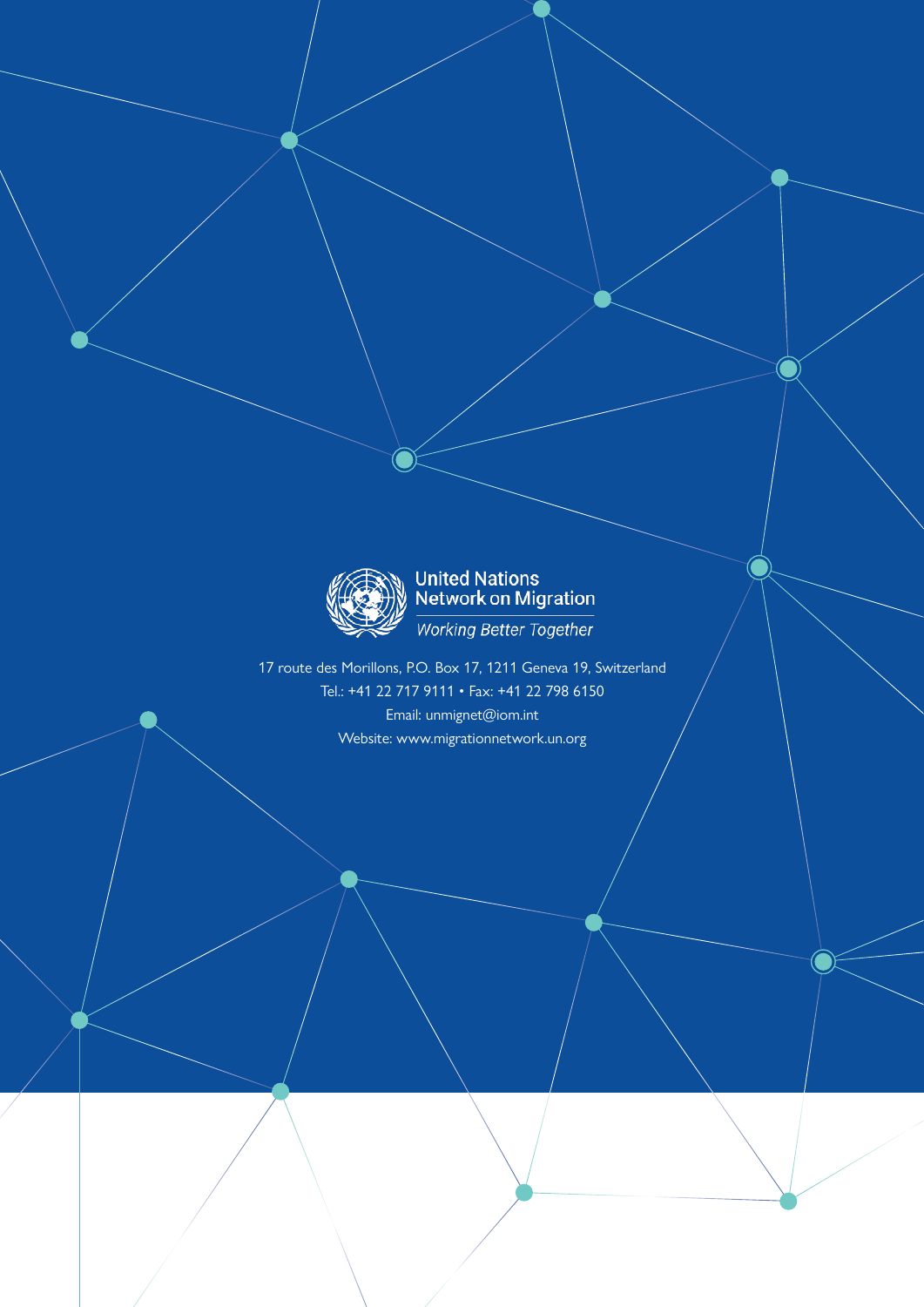United Nations
Network on Migration

*Working Better Together*

17 route des Morillons, P.O. Box 17, 1211 Geneva 19, Switzerland
Tel.: +41 22 717 9111 • Fax: +41 22 798 6150
Email: unmignet@iom.int
Website: www.migrationnetwork.un.org